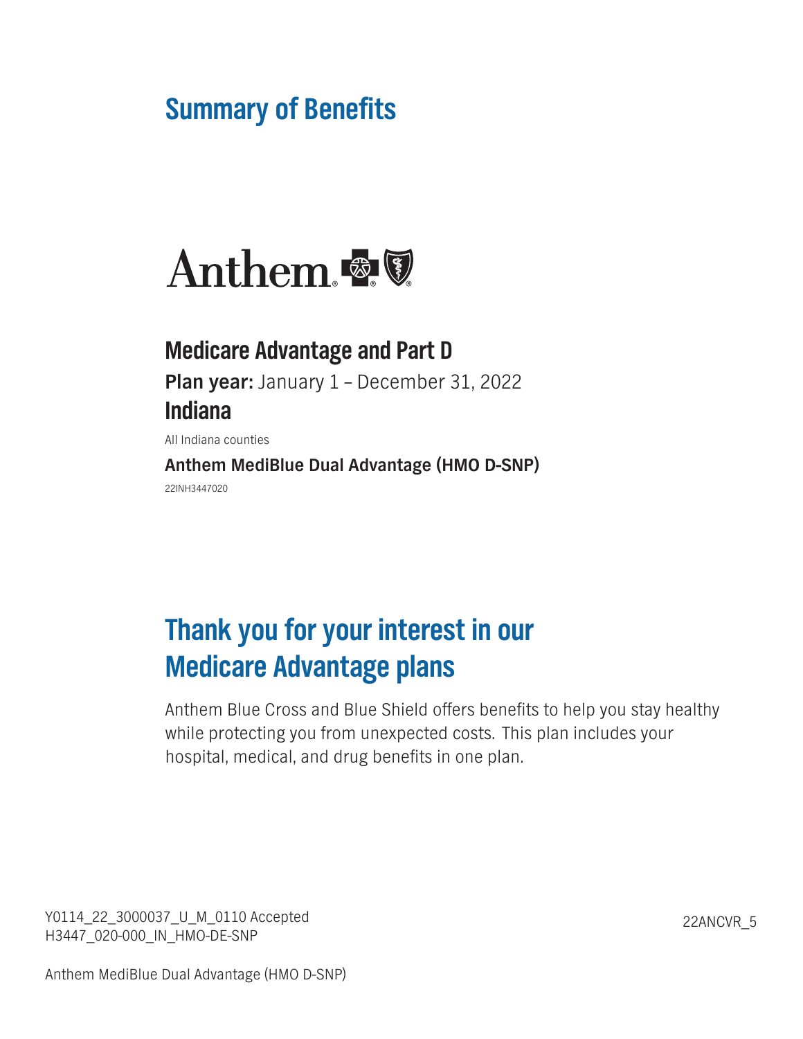# Summary of Benefits

Anthem

## Medicare Advantage and Part D

**Plan year:** January 1 – December 31, 2022

## Indiana

All Indiana counties

**Anthem MediBlue Dual Advantage (HMO D-SNP)**

22INH3447020

## Thank you for your interest in our Medicare Advantage plans

Anthem Blue Cross and Blue Shield offers benefits to help you stay healthy while protecting you from unexpected costs. This plan includes your hospital, medical, and drug benefits in one plan.

Y0114_22_3000037_U_M_0110 Accepted
H3447_020-000_IN_HMO-DE-SNP

22ANCVR_5

Anthem MediBlue Dual Advantage (HMO D-SNP)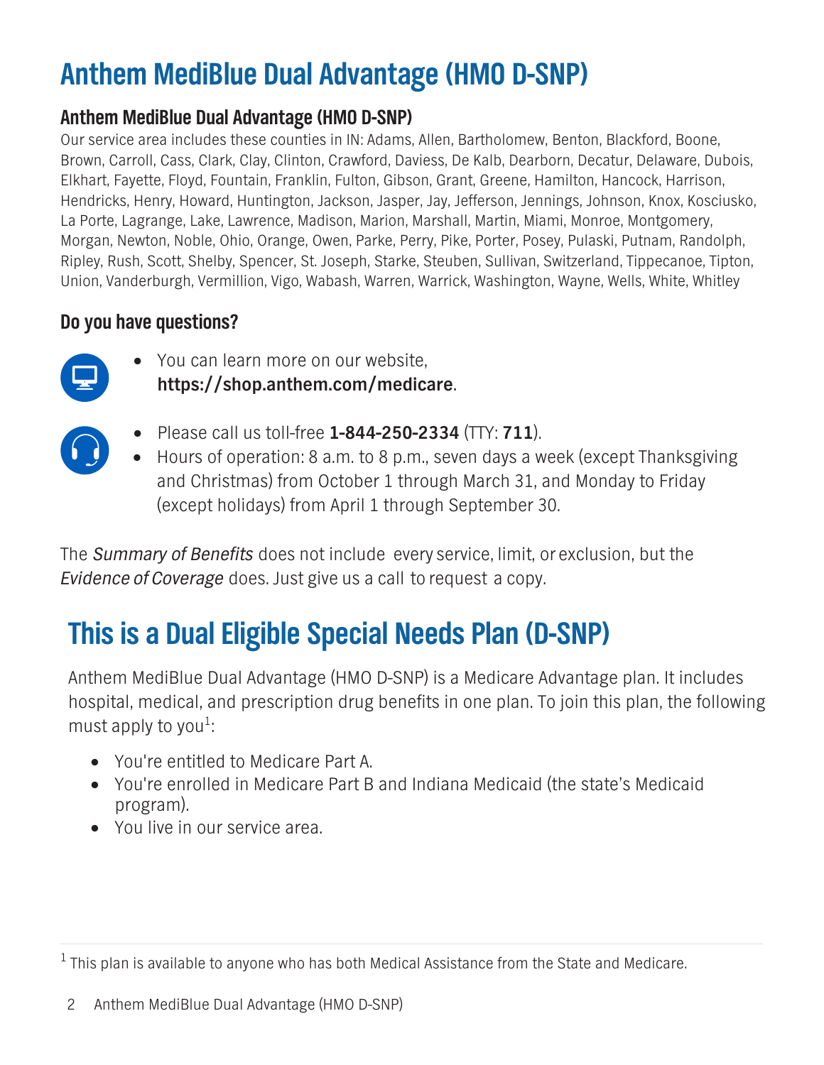# Anthem MediBlue Dual Advantage (HMO D-SNP)

### Anthem MediBlue Dual Advantage (HMO D-SNP)

Our service area includes these counties in IN: Adams, Allen, Bartholomew, Benton, Blackford, Boone, Brown, Carroll, Cass, Clark, Clay, Clinton, Crawford, Daviess, De Kalb, Dearborn, Decatur, Delaware, Dubois, Elkhart, Fayette, Floyd, Fountain, Franklin, Fulton, Gibson, Grant, Greene, Hamilton, Hancock, Harrison, Hendricks, Henry, Howard, Huntington, Jackson, Jasper, Jay, Jefferson, Jennings, Johnson, Knox, Kosciusko, La Porte, Lagrange, Lake, Lawrence, Madison, Marion, Marshall, Martin, Miami, Monroe, Montgomery, Morgan, Newton, Noble, Ohio, Orange, Owen, Parke, Perry, Pike, Porter, Posey, Pulaski, Putnam, Randolph, Ripley, Rush, Scott, Shelby, Spencer, St. Joseph, Starke, Steuben, Sullivan, Switzerland, Tippecanoe, Tipton, Union, Vanderburgh, Vermillion, Vigo, Wabash, Warren, Warrick, Washington, Wayne, Wells, White, Whitley

### Do you have questions?

- You can learn more on our website, **https://shop.anthem.com/medicare**.

- Please call us toll-free **1-844-250-2334** (TTY: **711**).
- Hours of operation: 8 a.m. to 8 p.m., seven days a week (except Thanksgiving and Christmas) from October 1 through March 31, and Monday to Friday (except holidays) from April 1 through September 30.

The *Summary of Benefits* does not include every service, limit, or exclusion, but the *Evidence of Coverage* does. Just give us a call to request a copy.

# This is a Dual Eligible Special Needs Plan (D-SNP)

Anthem MediBlue Dual Advantage (HMO D-SNP) is a Medicare Advantage plan. It includes hospital, medical, and prescription drug benefits in one plan. To join this plan, the following must apply to you[1]:

- You're entitled to Medicare Part A.
- You're enrolled in Medicare Part B and Indiana Medicaid (the state's Medicaid program).
- You live in our service area.

[1] This plan is available to anyone who has both Medical Assistance from the State and Medicare.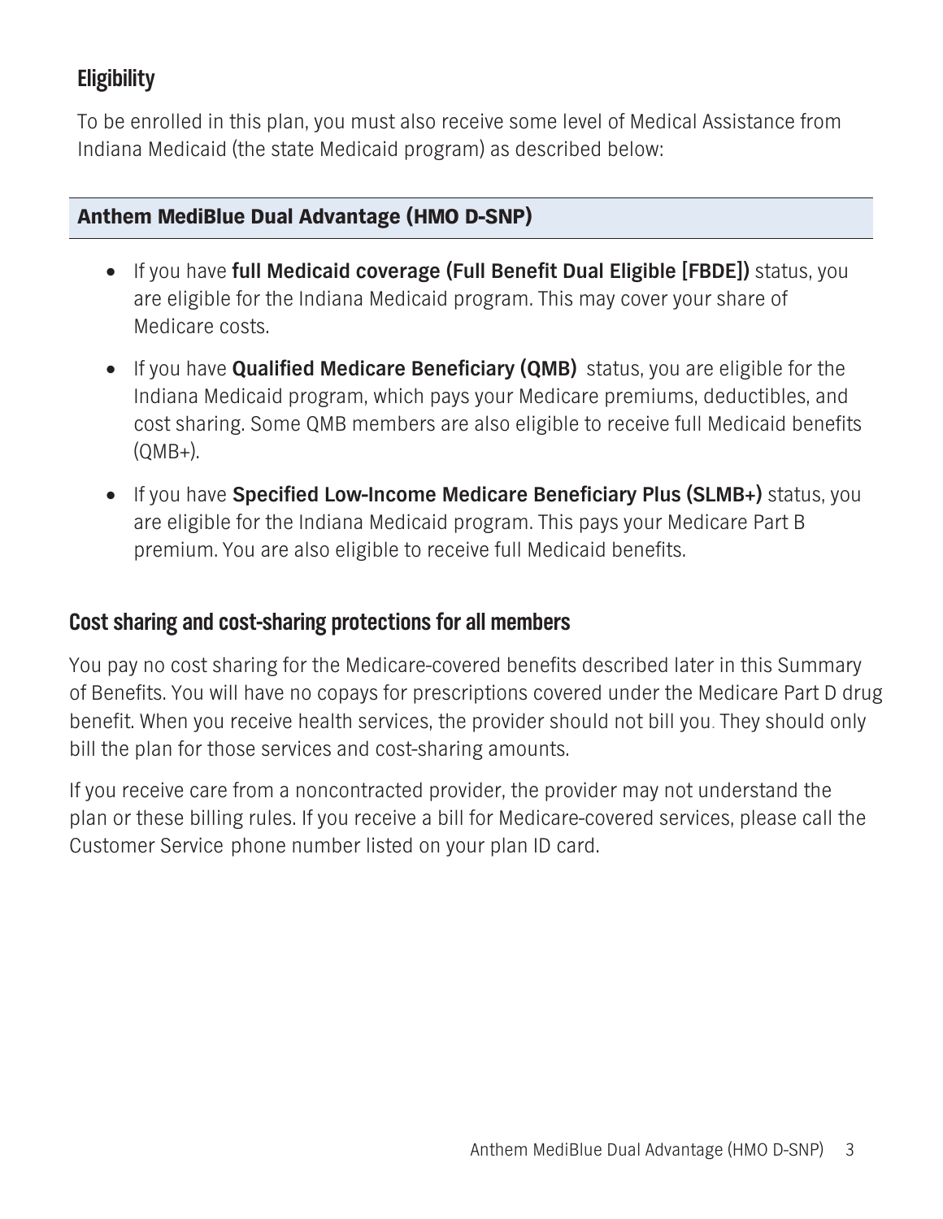## Eligibility

To be enrolled in this plan, you must also receive some level of Medical Assistance from Indiana Medicaid (the state Medicaid program) as described below:

### Anthem MediBlue Dual Advantage (HMO D-SNP)

- If you have **full Medicaid coverage (Full Benefit Dual Eligible [FBDE])** status, you are eligible for the Indiana Medicaid program. This may cover your share of Medicare costs.
- If you have **Qualified Medicare Beneficiary (QMB)** status, you are eligible for the Indiana Medicaid program, which pays your Medicare premiums, deductibles, and cost sharing. Some QMB members are also eligible to receive full Medicaid benefits (QMB+).
- If you have **Specified Low-Income Medicare Beneficiary Plus (SLMB+)** status, you are eligible for the Indiana Medicaid program. This pays your Medicare Part B premium. You are also eligible to receive full Medicaid benefits.

## Cost sharing and cost-sharing protections for all members

You pay no cost sharing for the Medicare-covered benefits described later in this Summary of Benefits. You will have no copays for prescriptions covered under the Medicare Part D drug benefit. When you receive health services, the provider should not bill you. They should only bill the plan for those services and cost-sharing amounts.

If you receive care from a noncontracted provider, the provider may not understand the plan or these billing rules. If you receive a bill for Medicare-covered services, please call the Customer Service phone number listed on your plan ID card.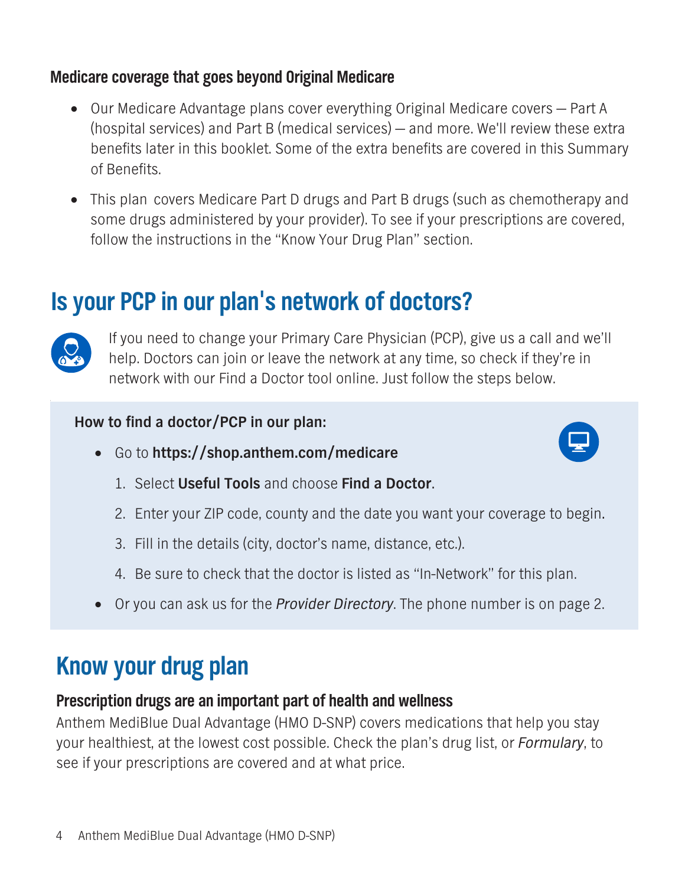### Medicare coverage that goes beyond Original Medicare

- Our Medicare Advantage plans cover everything Original Medicare covers — Part A (hospital services) and Part B (medical services) — and more. We'll review these extra benefits later in this booklet. Some of the extra benefits are covered in this Summary of Benefits.
- This plan covers Medicare Part D drugs and Part B drugs (such as chemotherapy and some drugs administered by your provider). To see if your prescriptions are covered, follow the instructions in the "Know Your Drug Plan" section.

## Is your PCP in our plan's network of doctors?

If you need to change your Primary Care Physician (PCP), give us a call and we'll help. Doctors can join or leave the network at any time, so check if they're in network with our Find a Doctor tool online. Just follow the steps below.

**How to find a doctor/PCP in our plan:**

- Go to **https://shop.anthem.com/medicare**
  1. Select **Useful Tools** and choose **Find a Doctor**.
  2. Enter your ZIP code, county and the date you want your coverage to begin.
  3. Fill in the details (city, doctor's name, distance, etc.).
  4. Be sure to check that the doctor is listed as "In-Network" for this plan.
- Or you can ask us for the *Provider Directory*. The phone number is on page 2.

## Know your drug plan

### Prescription drugs are an important part of health and wellness

Anthem MediBlue Dual Advantage (HMO D-SNP) covers medications that help you stay your healthiest, at the lowest cost possible. Check the plan's drug list, or *Formulary*, to see if your prescriptions are covered and at what price.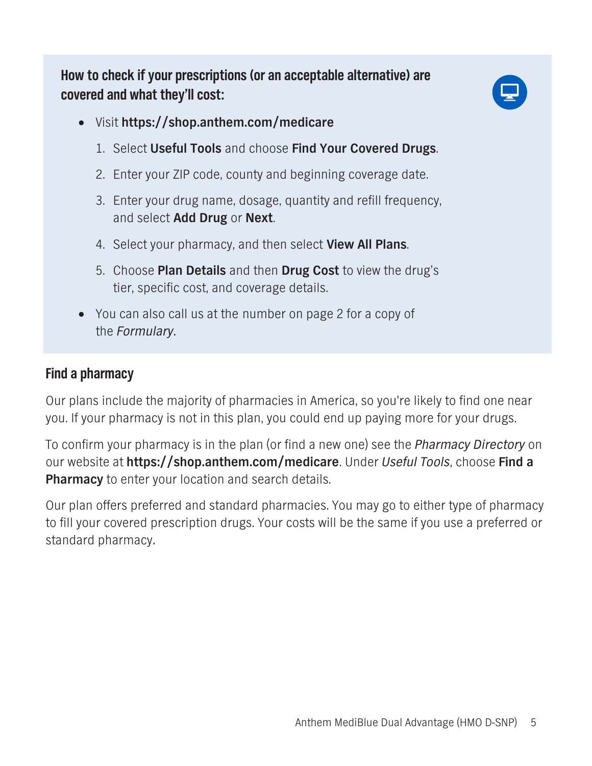## How to check if your prescriptions (or an acceptable alternative) are covered and what they'll cost:

- Visit **https://shop.anthem.com/medicare**
  1. Select **Useful Tools** and choose **Find Your Covered Drugs**.
  2. Enter your ZIP code, county and beginning coverage date.
  3. Enter your drug name, dosage, quantity and refill frequency, and select **Add Drug** or **Next**.
  4. Select your pharmacy, and then select **View All Plans**.
  5. Choose **Plan Details** and then **Drug Cost** to view the drug's tier, specific cost, and coverage details.
- You can also call us at the number on page 2 for a copy of the *Formulary*.

## Find a pharmacy

Our plans include the majority of pharmacies in America, so you're likely to find one near you. If your pharmacy is not in this plan, you could end up paying more for your drugs.

To confirm your pharmacy is in the plan (or find a new one) see the *Pharmacy Directory* on our website at **https://shop.anthem.com/medicare**. Under *Useful Tools*, choose **Find a Pharmacy** to enter your location and search details.

Our plan offers preferred and standard pharmacies. You may go to either type of pharmacy to fill your covered prescription drugs. Your costs will be the same if you use a preferred or standard pharmacy.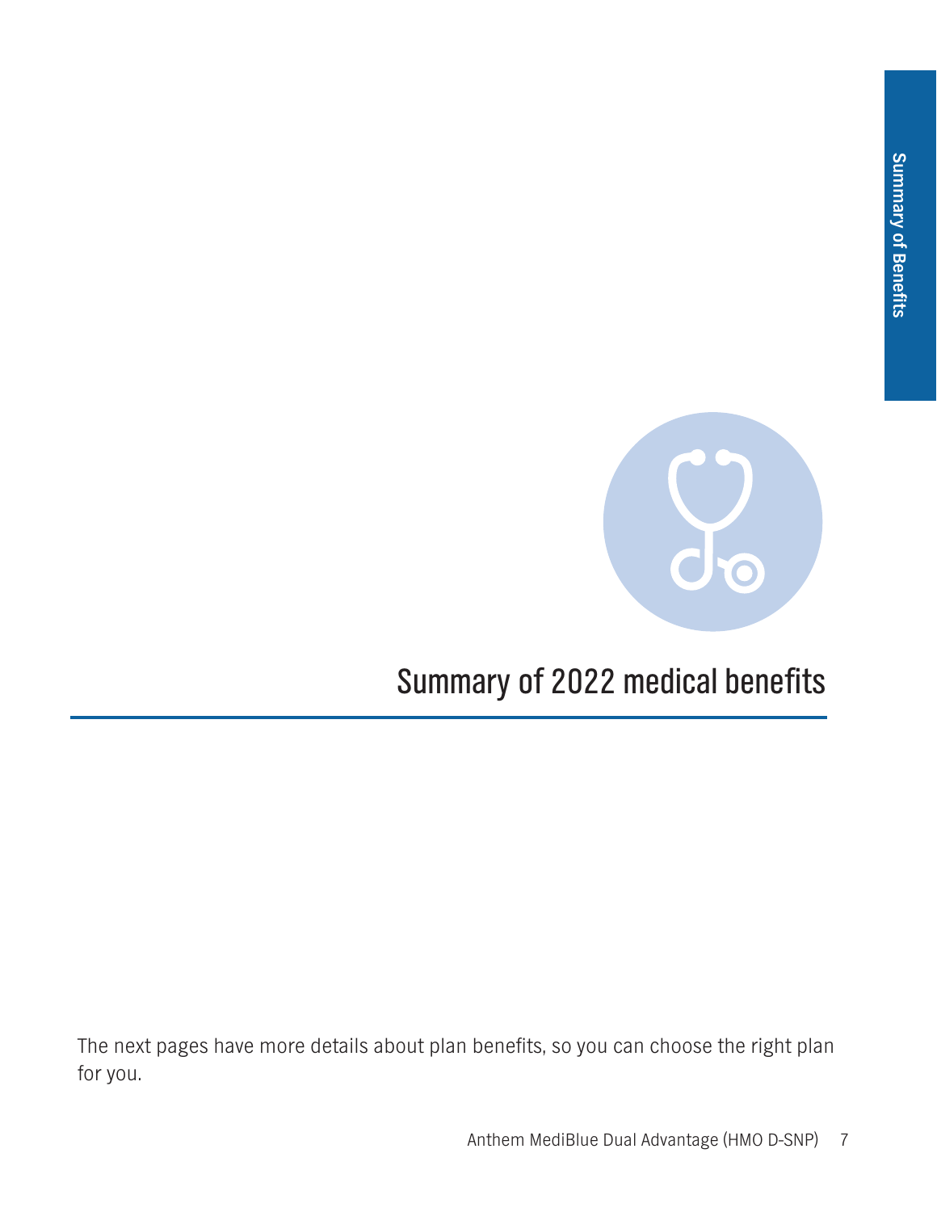# Summary of 2022 medical benefits

The next pages have more details about plan benefits, so you can choose the right plan for you.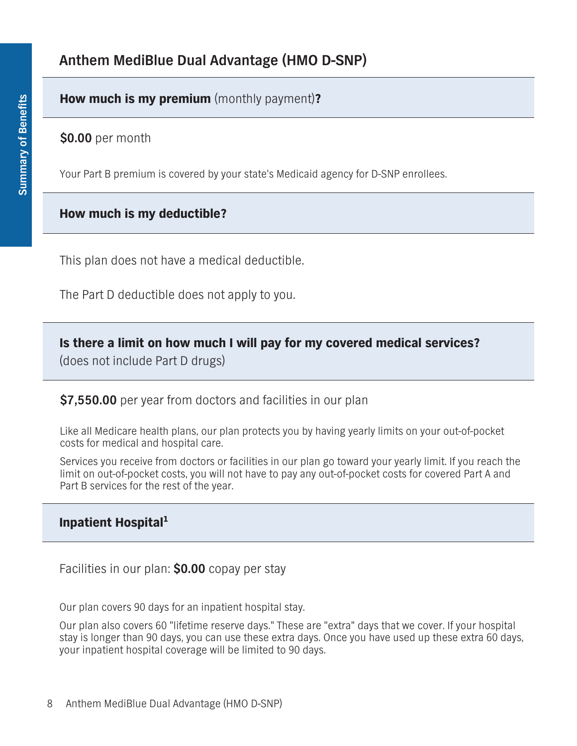## Anthem MediBlue Dual Advantage (HMO D-SNP)

### **How much is my premium** (monthly payment)**?**

**$0.00** per month

Your Part B premium is covered by your state's Medicaid agency for D-SNP enrollees.

### How much is my deductible?

This plan does not have a medical deductible.

The Part D deductible does not apply to you.

### Is there a limit on how much I will pay for my covered medical services?

(does not include Part D drugs)

**$7,550.00** per year from doctors and facilities in our plan

Like all Medicare health plans, our plan protects you by having yearly limits on your out-of-pocket costs for medical and hospital care.

Services you receive from doctors or facilities in our plan go toward your yearly limit. If you reach the limit on out-of-pocket costs, you will not have to pay any out-of-pocket costs for covered Part A and Part B services for the rest of the year.

### Inpatient Hospital[1]

Facilities in our plan: **$0.00** copay per stay

Our plan covers 90 days for an inpatient hospital stay.

Our plan also covers 60 "lifetime reserve days." These are "extra" days that we cover. If your hospital stay is longer than 90 days, you can use these extra days. Once you have used up these extra 60 days, your inpatient hospital coverage will be limited to 90 days.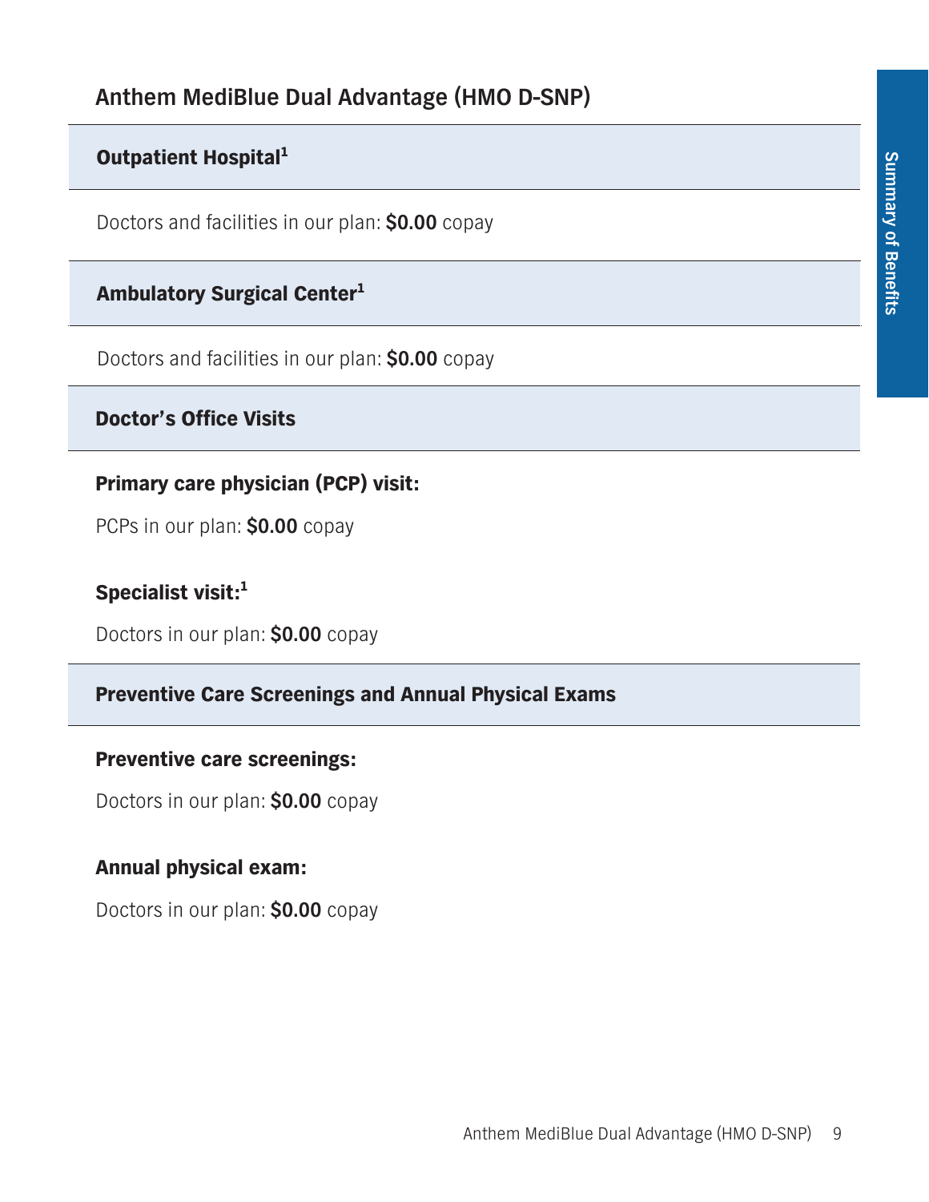## Anthem MediBlue Dual Advantage (HMO D-SNP)

### Outpatient Hospital[1]

Doctors and facilities in our plan: **$0.00** copay

### Ambulatory Surgical Center[1]

Doctors and facilities in our plan: **$0.00** copay

### Doctor's Office Visits

**Primary care physician (PCP) visit:**

PCPs in our plan: **$0.00** copay

**Specialist visit:**[1]

Doctors in our plan: **$0.00** copay

### Preventive Care Screenings and Annual Physical Exams

**Preventive care screenings:**

Doctors in our plan: **$0.00** copay

**Annual physical exam:**

Doctors in our plan: **$0.00** copay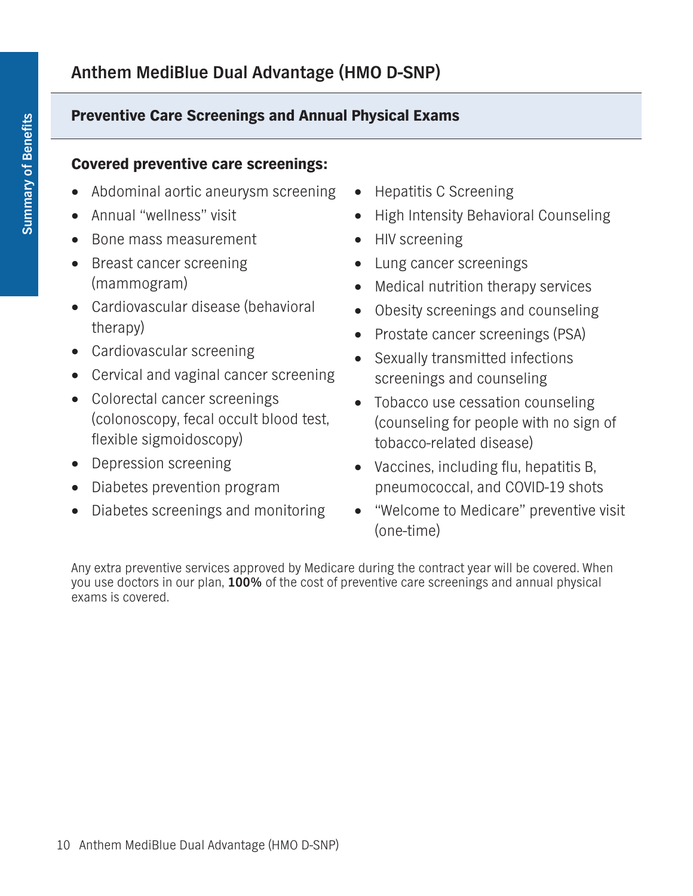## Anthem MediBlue Dual Advantage (HMO D-SNP)

### Preventive Care Screenings and Annual Physical Exams

**Covered preventive care screenings:**

- Abdominal aortic aneurysm screening
- Annual "wellness" visit
- Bone mass measurement
- Breast cancer screening (mammogram)
- Cardiovascular disease (behavioral therapy)
- Cardiovascular screening
- Cervical and vaginal cancer screening
- Colorectal cancer screenings (colonoscopy, fecal occult blood test, flexible sigmoidoscopy)
- Depression screening
- Diabetes prevention program
- Diabetes screenings and monitoring
- Hepatitis C Screening
- High Intensity Behavioral Counseling
- HIV screening
- Lung cancer screenings
- Medical nutrition therapy services
- Obesity screenings and counseling
- Prostate cancer screenings (PSA)
- Sexually transmitted infections screenings and counseling
- Tobacco use cessation counseling (counseling for people with no sign of tobacco-related disease)
- Vaccines, including flu, hepatitis B, pneumococcal, and COVID-19 shots
- "Welcome to Medicare" preventive visit (one-time)

Any extra preventive services approved by Medicare during the contract year will be covered. When you use doctors in our plan, **100%** of the cost of preventive care screenings and annual physical exams is covered.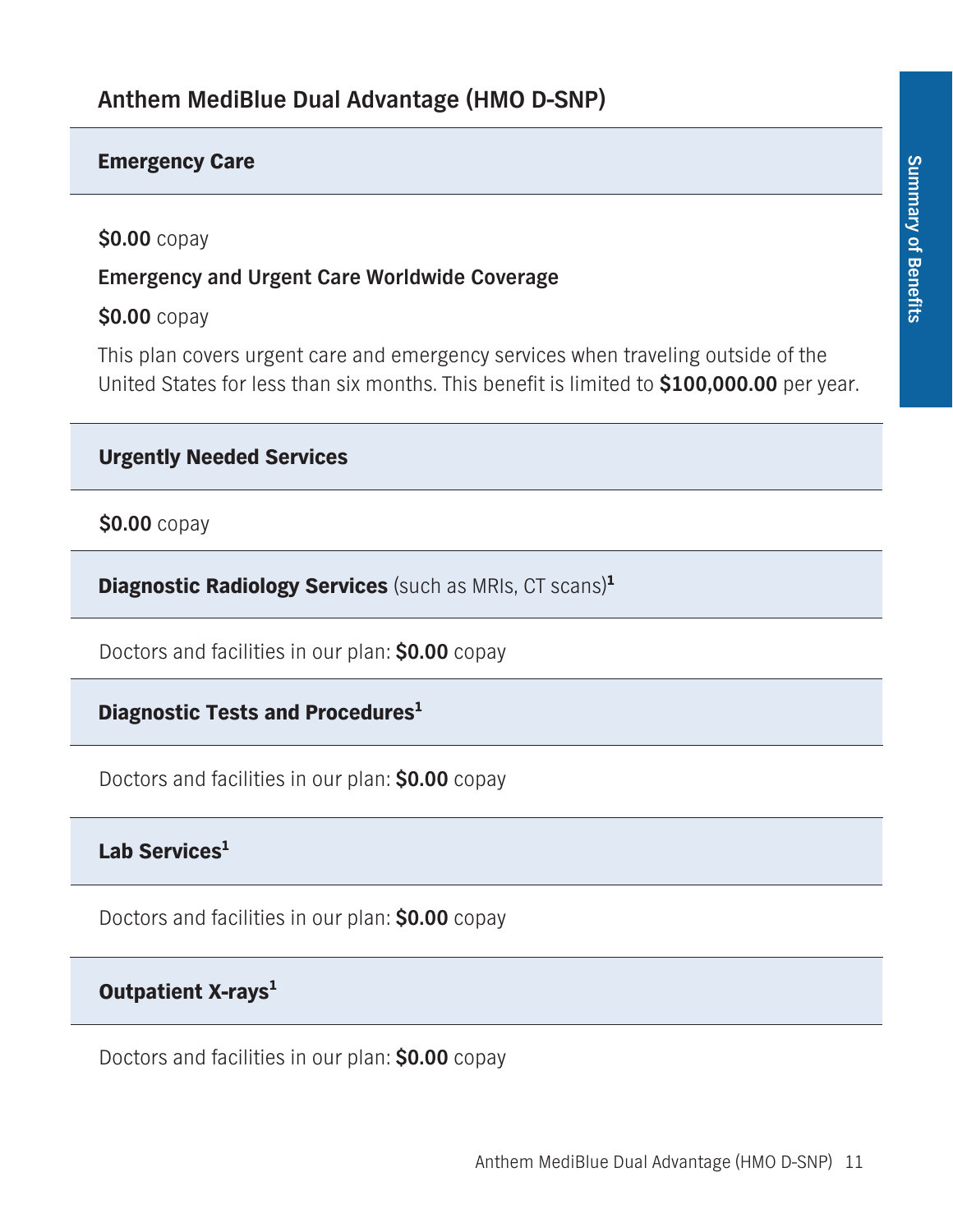## Anthem MediBlue Dual Advantage (HMO D-SNP)

### Emergency Care

**$0.00** copay

**Emergency and Urgent Care Worldwide Coverage**

**$0.00** copay

This plan covers urgent care and emergency services when traveling outside of the United States for less than six months. This benefit is limited to **$100,000.00** per year.

### Urgently Needed Services

**$0.00** copay

### Diagnostic Radiology Services (such as MRIs, CT scans)[1]

Doctors and facilities in our plan: **$0.00** copay

### Diagnostic Tests and Procedures[1]

Doctors and facilities in our plan: **$0.00** copay

### Lab Services[1]

Doctors and facilities in our plan: **$0.00** copay

### Outpatient X-rays[1]

Doctors and facilities in our plan: **$0.00** copay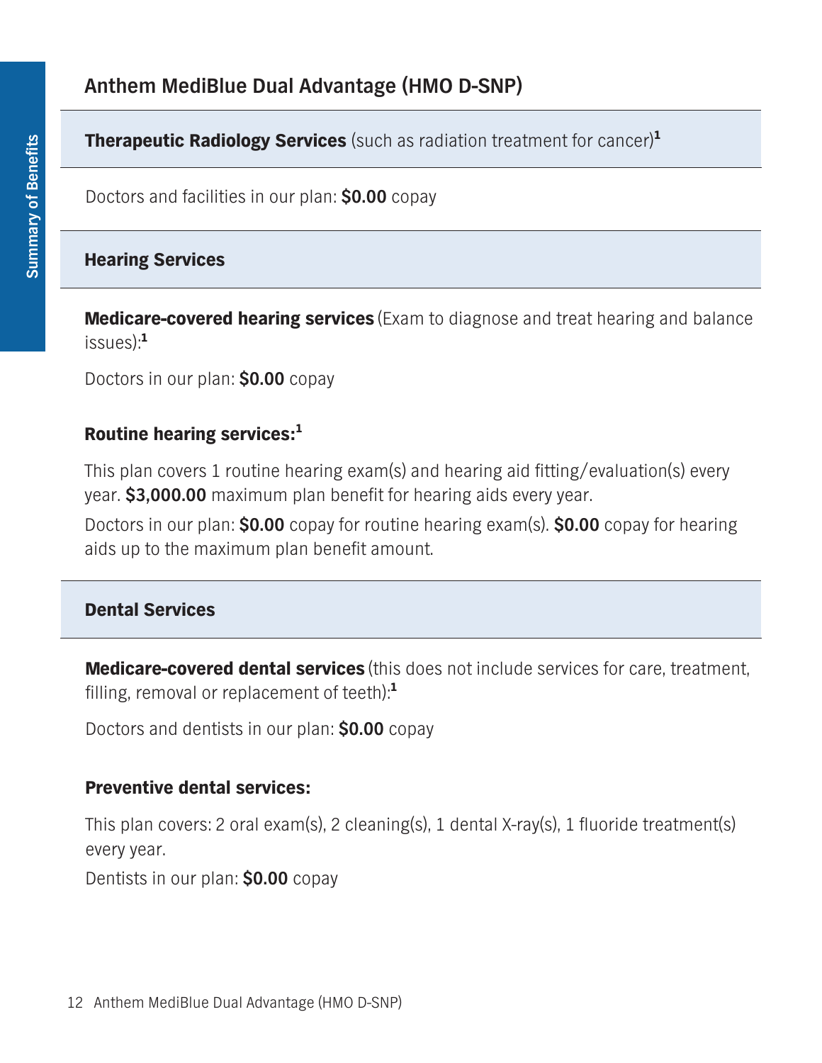## Anthem MediBlue Dual Advantage (HMO D-SNP)

### **Therapeutic Radiology Services** (such as radiation treatment for cancer)[1]

Doctors and facilities in our plan: **$0.00** copay

### Hearing Services

**Medicare-covered hearing services** (Exam to diagnose and treat hearing and balance issues):[1]

Doctors in our plan: **$0.00** copay

**Routine hearing services:**[1]

This plan covers 1 routine hearing exam(s) and hearing aid fitting/evaluation(s) every year. **$3,000.00** maximum plan benefit for hearing aids every year.

Doctors in our plan: **$0.00** copay for routine hearing exam(s). **$0.00** copay for hearing aids up to the maximum plan benefit amount.

### Dental Services

**Medicare-covered dental services** (this does not include services for care, treatment, filling, removal or replacement of teeth):[1]

Doctors and dentists in our plan: **$0.00** copay

**Preventive dental services:**

This plan covers: 2 oral exam(s), 2 cleaning(s), 1 dental X-ray(s), 1 fluoride treatment(s) every year.

Dentists in our plan: **$0.00** copay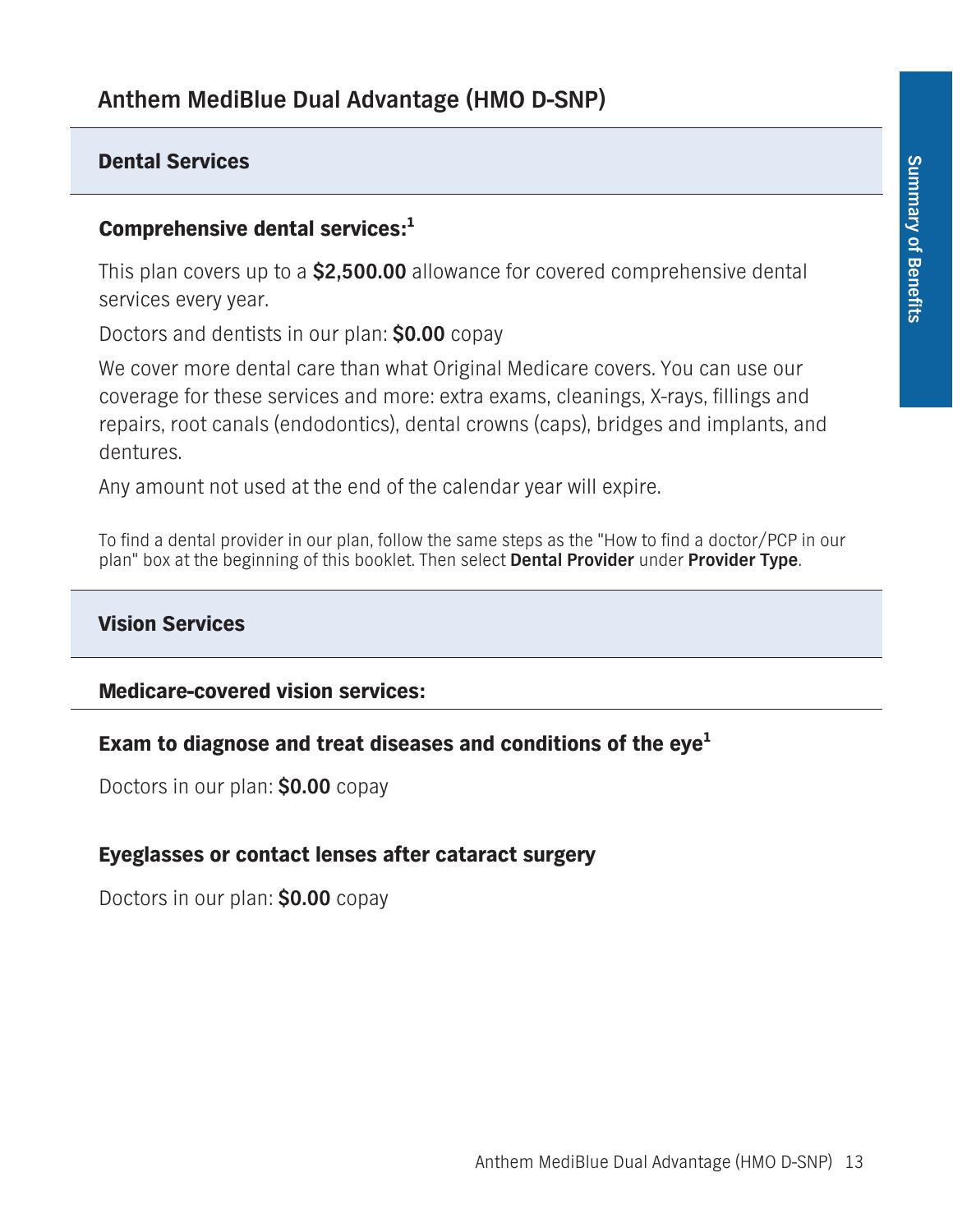## Anthem MediBlue Dual Advantage (HMO D-SNP)

### Dental Services

**Comprehensive dental services:**[1]

This plan covers up to a **$2,500.00** allowance for covered comprehensive dental services every year.

Doctors and dentists in our plan: **$0.00** copay

We cover more dental care than what Original Medicare covers. You can use our coverage for these services and more: extra exams, cleanings, X-rays, fillings and repairs, root canals (endodontics), dental crowns (caps), bridges and implants, and dentures.

Any amount not used at the end of the calendar year will expire.

To find a dental provider in our plan, follow the same steps as the "How to find a doctor/PCP in our plan" box at the beginning of this booklet. Then select **Dental Provider** under **Provider Type**.

### Vision Services

**Medicare-covered vision services:**

**Exam to diagnose and treat diseases and conditions of the eye**[1]

Doctors in our plan: **$0.00** copay

**Eyeglasses or contact lenses after cataract surgery**

Doctors in our plan: **$0.00** copay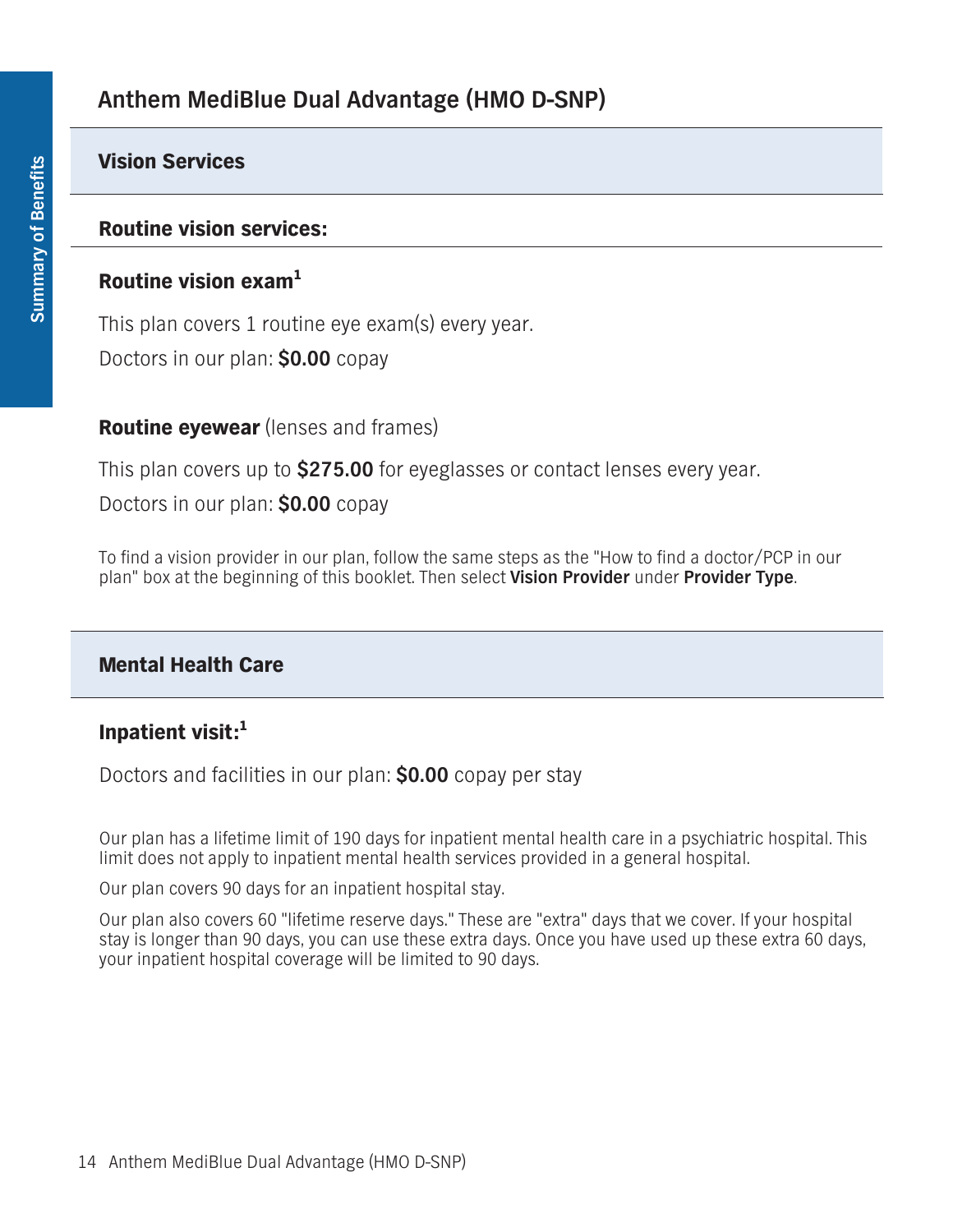## Anthem MediBlue Dual Advantage (HMO D-SNP)

### Vision Services

#### Routine vision services:

**Routine vision exam**[1]

This plan covers 1 routine eye exam(s) every year.

Doctors in our plan: **$0.00** copay

**Routine eyewear** (lenses and frames)

This plan covers up to **$275.00** for eyeglasses or contact lenses every year.

Doctors in our plan: **$0.00** copay

To find a vision provider in our plan, follow the same steps as the "How to find a doctor/PCP in our plan" box at the beginning of this booklet. Then select **Vision Provider** under **Provider Type**.

### Mental Health Care

**Inpatient visit:**[1]

Doctors and facilities in our plan: **$0.00** copay per stay

Our plan has a lifetime limit of 190 days for inpatient mental health care in a psychiatric hospital. This limit does not apply to inpatient mental health services provided in a general hospital.

Our plan covers 90 days for an inpatient hospital stay.

Our plan also covers 60 "lifetime reserve days." These are "extra" days that we cover. If your hospital stay is longer than 90 days, you can use these extra days. Once you have used up these extra 60 days, your inpatient hospital coverage will be limited to 90 days.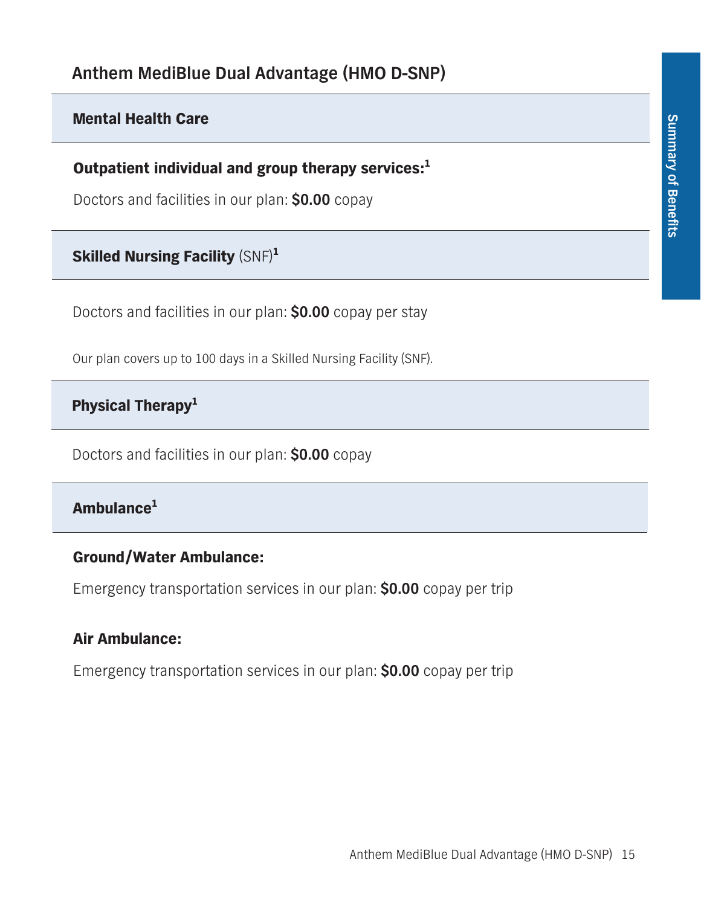## Anthem MediBlue Dual Advantage (HMO D-SNP)

### Mental Health Care

**Outpatient individual and group therapy services:**[1]

Doctors and facilities in our plan: **$0.00** copay

### **Skilled Nursing Facility** (SNF)[1]

Doctors and facilities in our plan: **$0.00** copay per stay

Our plan covers up to 100 days in a Skilled Nursing Facility (SNF).

### Physical Therapy[1]

Doctors and facilities in our plan: **$0.00** copay

### Ambulance[1]

**Ground/Water Ambulance:**

Emergency transportation services in our plan: **$0.00** copay per trip

**Air Ambulance:**

Emergency transportation services in our plan: **$0.00** copay per trip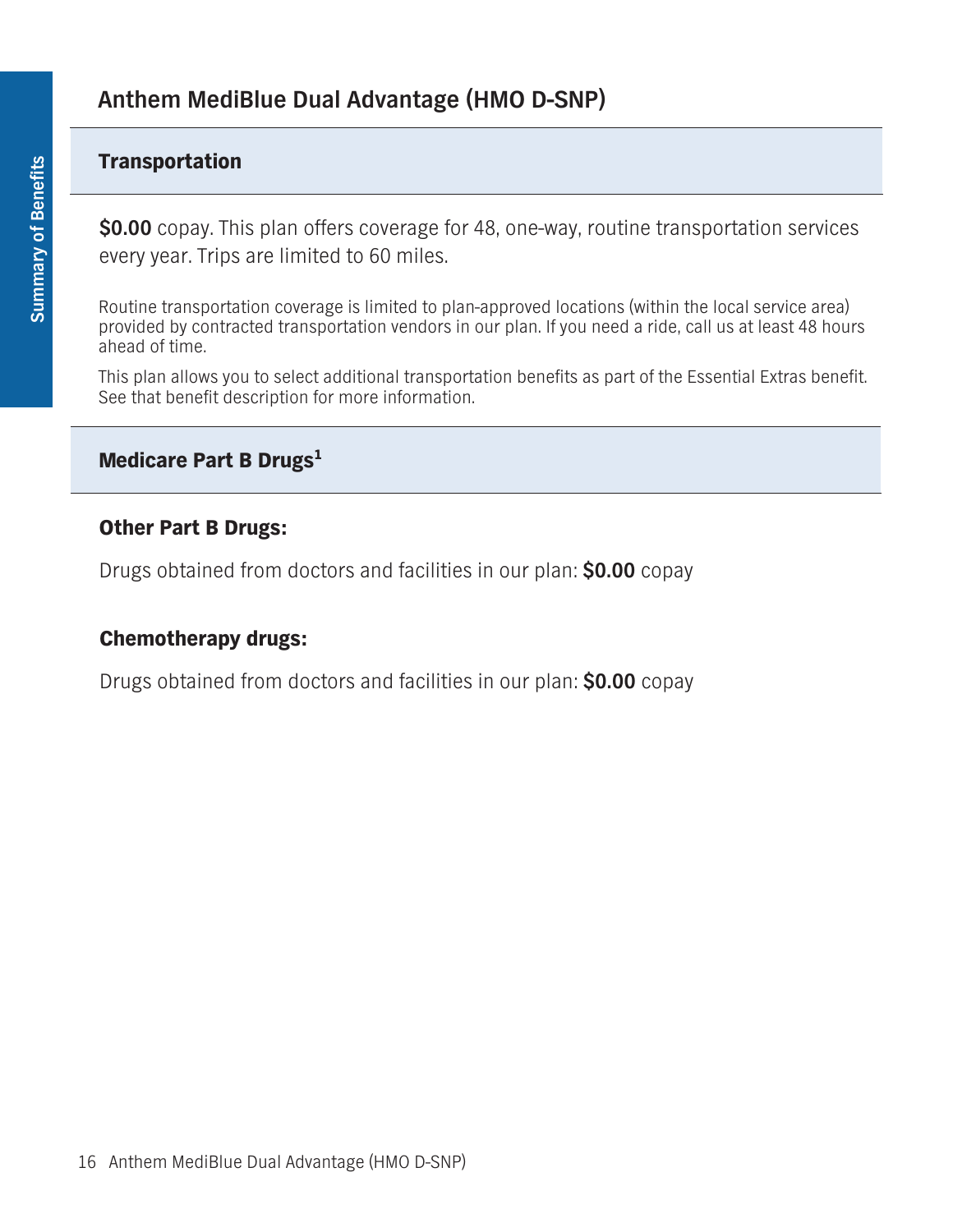## Anthem MediBlue Dual Advantage (HMO D-SNP)

### Transportation

**$0.00** copay. This plan offers coverage for 48, one-way, routine transportation services every year. Trips are limited to 60 miles.

Routine transportation coverage is limited to plan-approved locations (within the local service area) provided by contracted transportation vendors in our plan. If you need a ride, call us at least 48 hours ahead of time.

This plan allows you to select additional transportation benefits as part of the Essential Extras benefit. See that benefit description for more information.

### Medicare Part B Drugs[1]

**Other Part B Drugs:**

Drugs obtained from doctors and facilities in our plan: **$0.00** copay

**Chemotherapy drugs:**

Drugs obtained from doctors and facilities in our plan: **$0.00** copay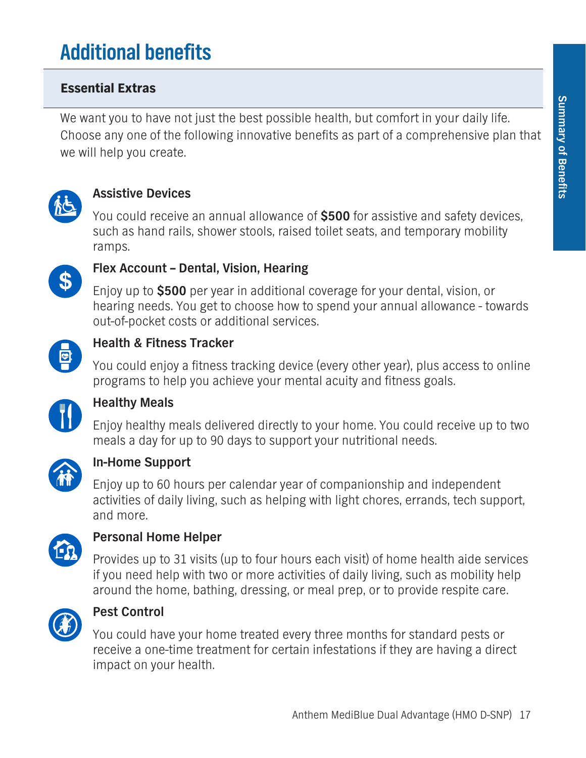# Additional benefits

## Essential Extras

We want you to have not just the best possible health, but comfort in your daily life. Choose any one of the following innovative benefits as part of a comprehensive plan that we will help you create.

### Assistive Devices

You could receive an annual allowance of **$500** for assistive and safety devices, such as hand rails, shower stools, raised toilet seats, and temporary mobility ramps.

### Flex Account – Dental, Vision, Hearing

Enjoy up to **$500** per year in additional coverage for your dental, vision, or hearing needs. You get to choose how to spend your annual allowance - towards out-of-pocket costs or additional services.

### Health & Fitness Tracker

You could enjoy a fitness tracking device (every other year), plus access to online programs to help you achieve your mental acuity and fitness goals.

### Healthy Meals

Enjoy healthy meals delivered directly to your home. You could receive up to two meals a day for up to 90 days to support your nutritional needs.

### In-Home Support

Enjoy up to 60 hours per calendar year of companionship and independent activities of daily living, such as helping with light chores, errands, tech support, and more.

### Personal Home Helper

Provides up to 31 visits (up to four hours each visit) of home health aide services if you need help with two or more activities of daily living, such as mobility help around the home, bathing, dressing, or meal prep, or to provide respite care.

### Pest Control

You could have your home treated every three months for standard pests or receive a one-time treatment for certain infestations if they are having a direct impact on your health.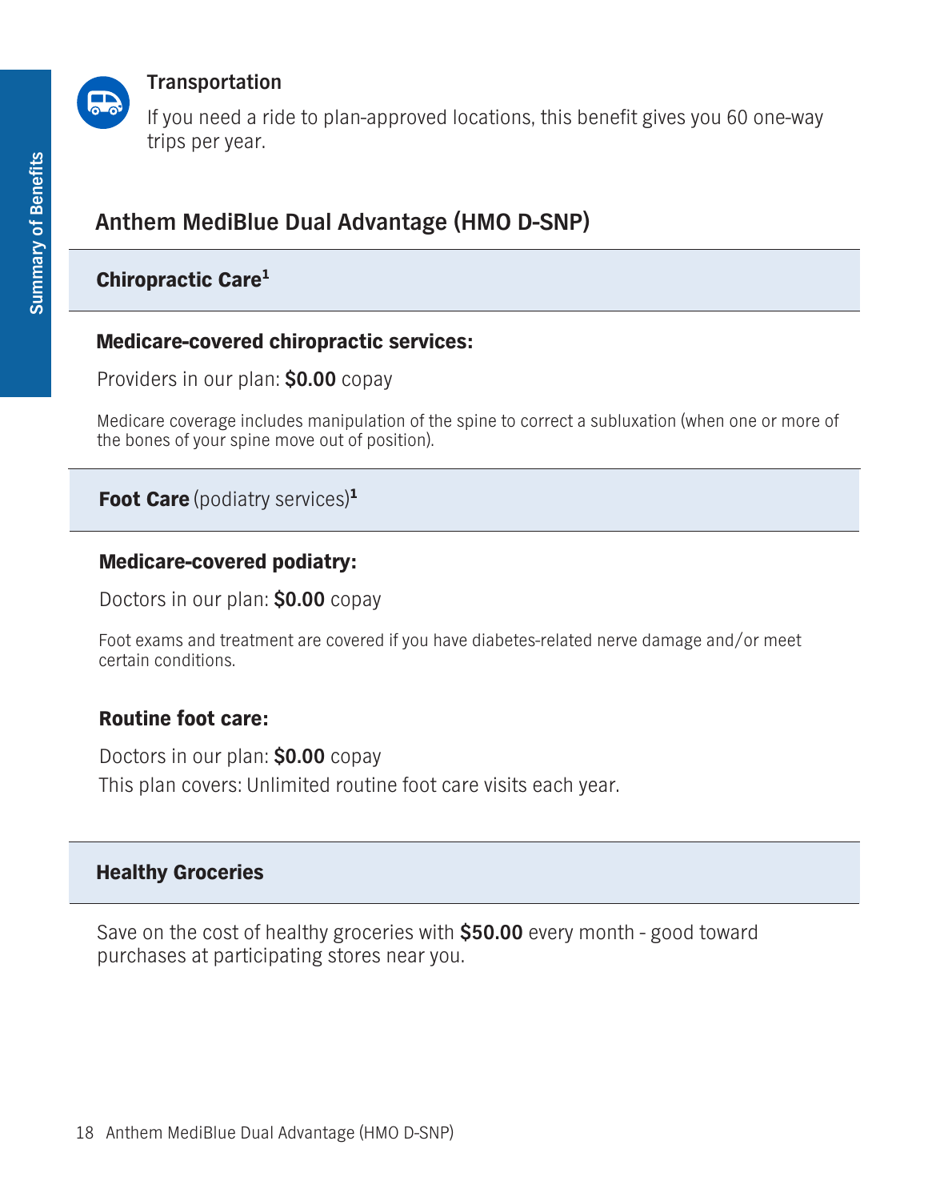### Transportation

If you need a ride to plan-approved locations, this benefit gives you 60 one-way trips per year.

## Anthem MediBlue Dual Advantage (HMO D-SNP)

### Chiropractic Care[1]

**Medicare-covered chiropractic services:**

Providers in our plan: **$0.00** copay

Medicare coverage includes manipulation of the spine to correct a subluxation (when one or more of the bones of your spine move out of position).

### Foot Care (podiatry services)[1]

**Medicare-covered podiatry:**

Doctors in our plan: **$0.00** copay

Foot exams and treatment are covered if you have diabetes-related nerve damage and/or meet certain conditions.

**Routine foot care:**

Doctors in our plan: **$0.00** copay

This plan covers: Unlimited routine foot care visits each year.

### Healthy Groceries

Save on the cost of healthy groceries with **$50.00** every month - good toward purchases at participating stores near you.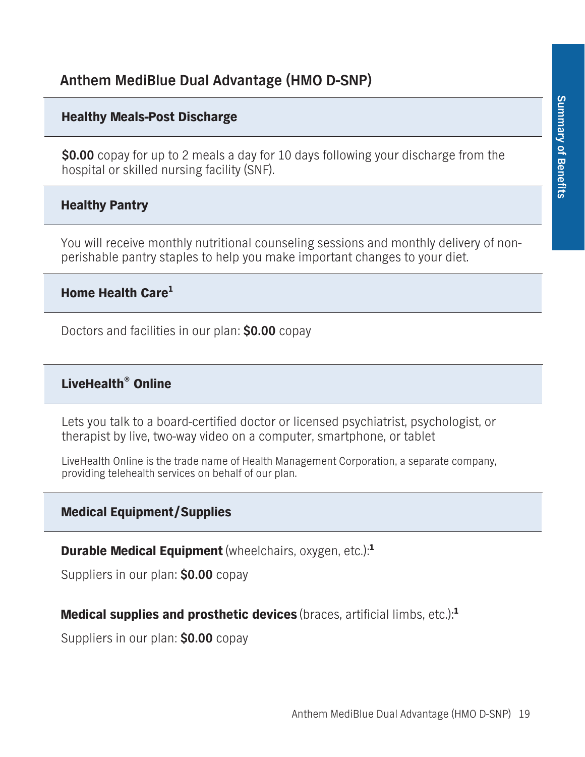## Anthem MediBlue Dual Advantage (HMO D-SNP)

### Healthy Meals-Post Discharge

**$0.00** copay for up to 2 meals a day for 10 days following your discharge from the hospital or skilled nursing facility (SNF).

### Healthy Pantry

You will receive monthly nutritional counseling sessions and monthly delivery of non-perishable pantry staples to help you make important changes to your diet.

### Home Health Care[1]

Doctors and facilities in our plan: **$0.00** copay

### LiveHealth® Online

Lets you talk to a board-certified doctor or licensed psychiatrist, psychologist, or therapist by live, two-way video on a computer, smartphone, or tablet

LiveHealth Online is the trade name of Health Management Corporation, a separate company, providing telehealth services on behalf of our plan.

### Medical Equipment/Supplies

**Durable Medical Equipment** (wheelchairs, oxygen, etc.):[1]

Suppliers in our plan: **$0.00** copay

**Medical supplies and prosthetic devices** (braces, artificial limbs, etc.):[1]

Suppliers in our plan: **$0.00** copay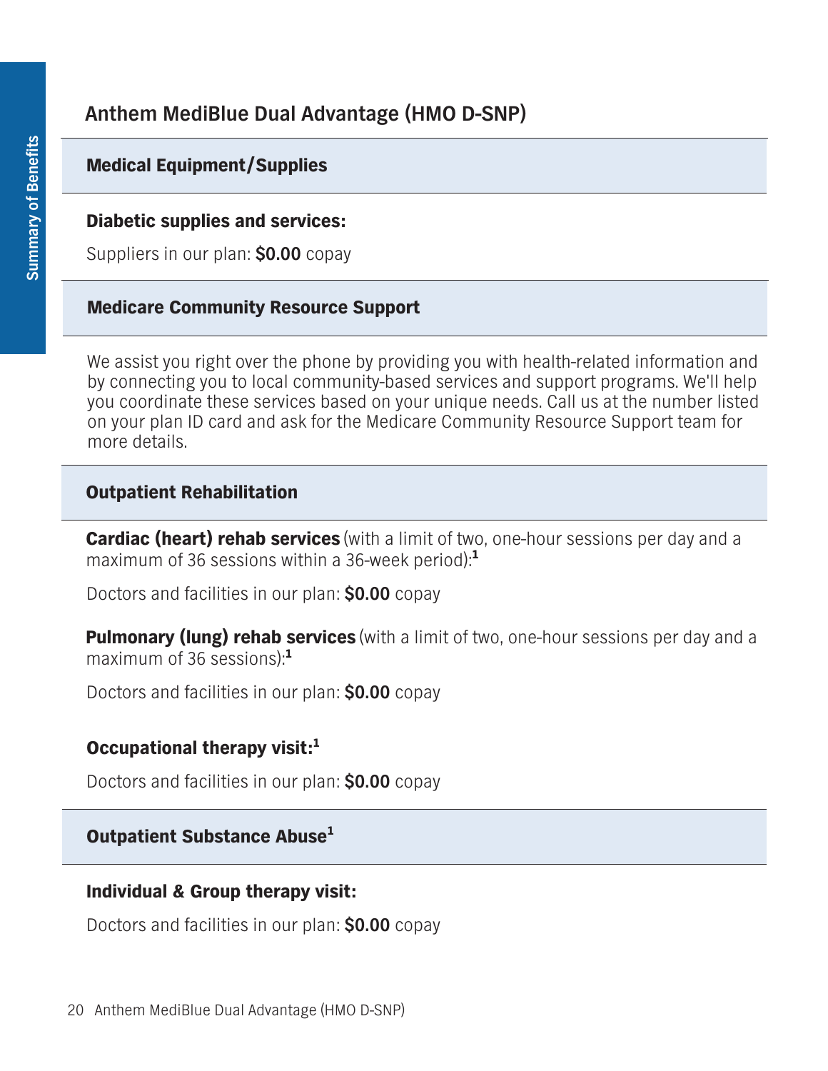## Anthem MediBlue Dual Advantage (HMO D-SNP)

### Medical Equipment/Supplies

**Diabetic supplies and services:**

Suppliers in our plan: **$0.00** copay

### Medicare Community Resource Support

We assist you right over the phone by providing you with health-related information and by connecting you to local community-based services and support programs. We'll help you coordinate these services based on your unique needs. Call us at the number listed on your plan ID card and ask for the Medicare Community Resource Support team for more details.

### Outpatient Rehabilitation

**Cardiac (heart) rehab services** (with a limit of two, one-hour sessions per day and a maximum of 36 sessions within a 36-week period):[1]

Doctors and facilities in our plan: **$0.00** copay

**Pulmonary (lung) rehab services** (with a limit of two, one-hour sessions per day and a maximum of 36 sessions):[1]

Doctors and facilities in our plan: **$0.00** copay

**Occupational therapy visit:**[1]

Doctors and facilities in our plan: **$0.00** copay

### Outpatient Substance Abuse[1]

**Individual & Group therapy visit:**

Doctors and facilities in our plan: **$0.00** copay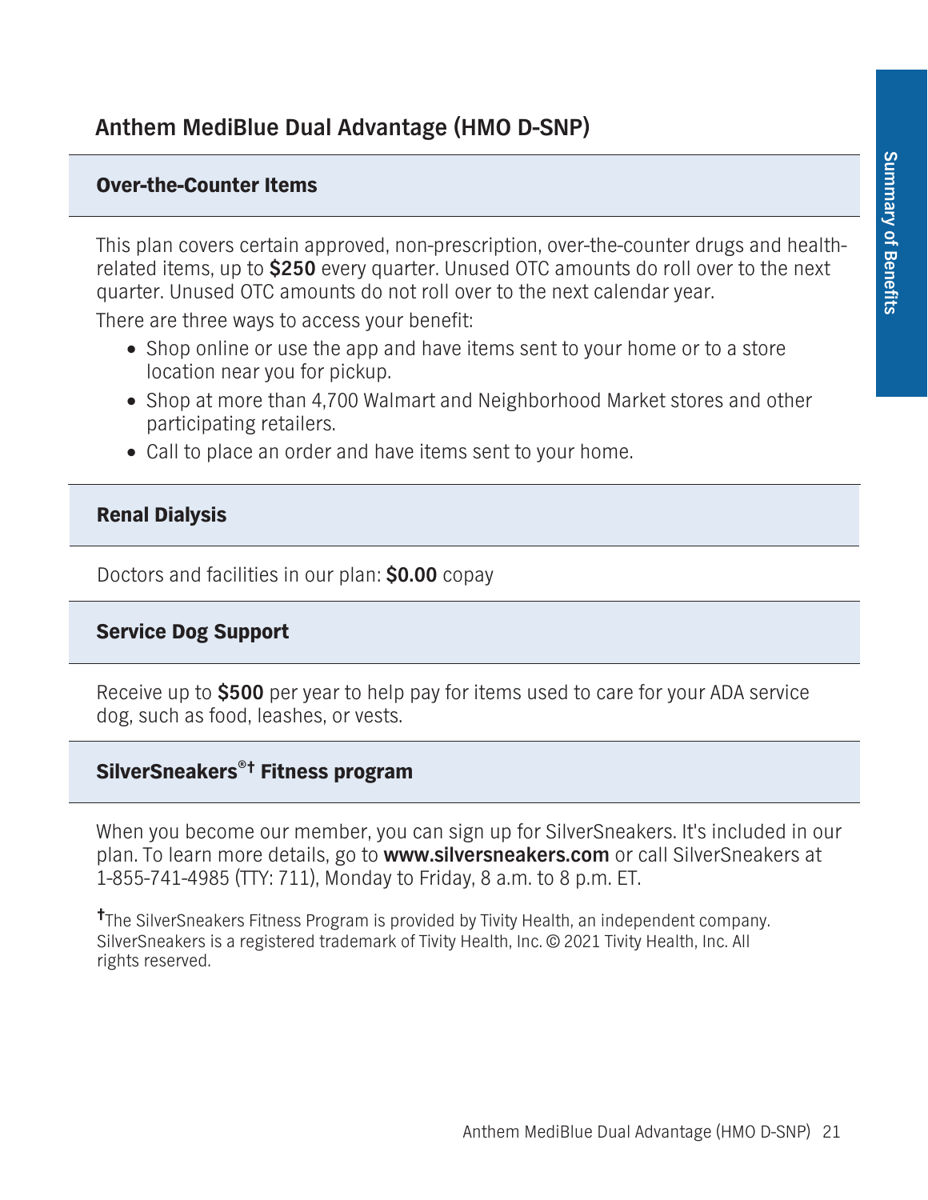## Anthem MediBlue Dual Advantage (HMO D-SNP)

### Over-the-Counter Items

This plan covers certain approved, non-prescription, over-the-counter drugs and health-related items, up to **$250** every quarter. Unused OTC amounts do roll over to the next quarter. Unused OTC amounts do not roll over to the next calendar year.

There are three ways to access your benefit:

- Shop online or use the app and have items sent to your home or to a store location near you for pickup.
- Shop at more than 4,700 Walmart and Neighborhood Market stores and other participating retailers.
- Call to place an order and have items sent to your home.

### Renal Dialysis

Doctors and facilities in our plan: **$0.00** copay

### Service Dog Support

Receive up to **$500** per year to help pay for items used to care for your ADA service dog, such as food, leashes, or vests.

### SilverSneakers®† Fitness program

When you become our member, you can sign up for SilverSneakers. It's included in our plan. To learn more details, go to **www.silversneakers.com** or call SilverSneakers at 1-855-741-4985 (TTY: 711), Monday to Friday, 8 a.m. to 8 p.m. ET.

†The SilverSneakers Fitness Program is provided by Tivity Health, an independent company. SilverSneakers is a registered trademark of Tivity Health, Inc. © 2021 Tivity Health, Inc. All rights reserved.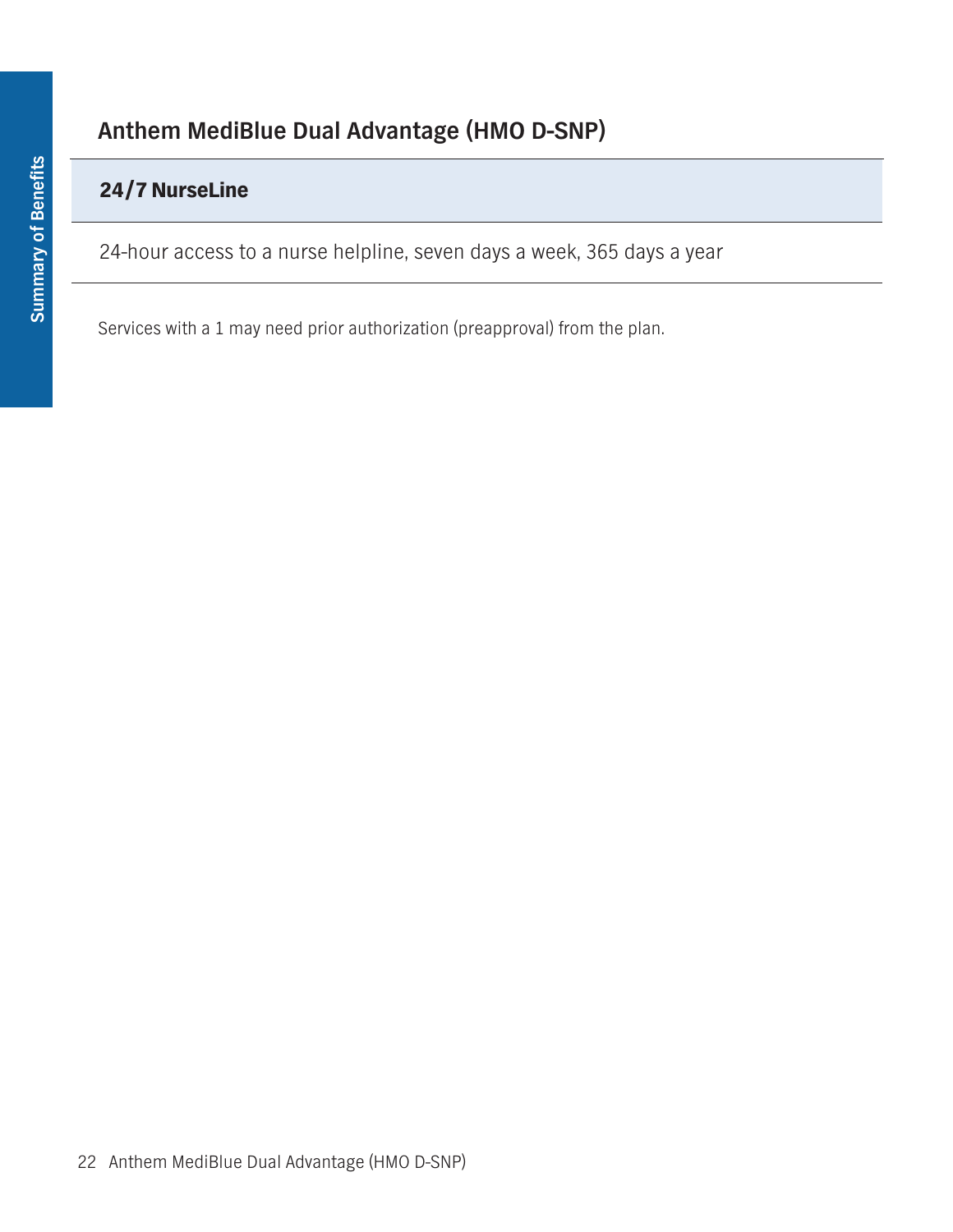## Anthem MediBlue Dual Advantage (HMO D-SNP)

| 24/7 NurseLine |
| --- |
| 24-hour access to a nurse helpline, seven days a week, 365 days a year |

Services with a 1 may need prior authorization (preapproval) from the plan.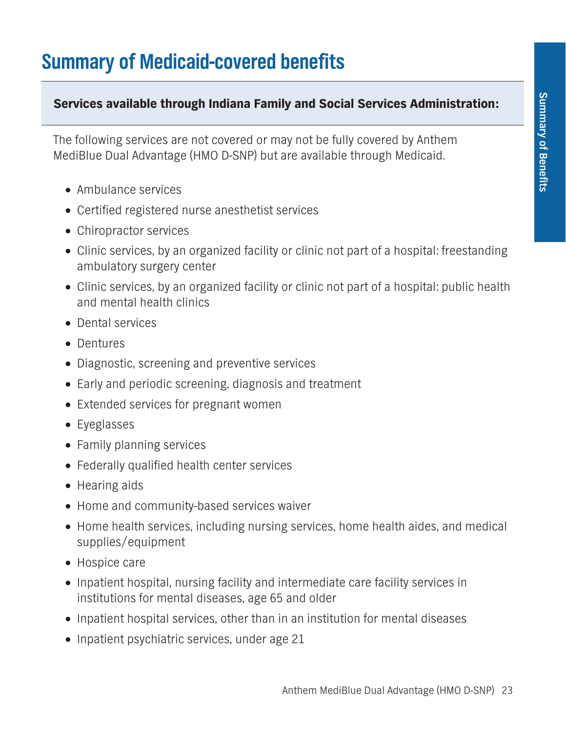# Summary of Medicaid-covered benefits

**Services available through Indiana Family and Social Services Administration:**

The following services are not covered or may not be fully covered by Anthem MediBlue Dual Advantage (HMO D-SNP) but are available through Medicaid.

- Ambulance services
- Certified registered nurse anesthetist services
- Chiropractor services
- Clinic services, by an organized facility or clinic not part of a hospital: freestanding ambulatory surgery center
- Clinic services, by an organized facility or clinic not part of a hospital: public health and mental health clinics
- Dental services
- Dentures
- Diagnostic, screening and preventive services
- Early and periodic screening, diagnosis and treatment
- Extended services for pregnant women
- Eyeglasses
- Family planning services
- Federally qualified health center services
- Hearing aids
- Home and community-based services waiver
- Home health services, including nursing services, home health aides, and medical supplies/equipment
- Hospice care
- Inpatient hospital, nursing facility and intermediate care facility services in institutions for mental diseases, age 65 and older
- Inpatient hospital services, other than in an institution for mental diseases
- Inpatient psychiatric services, under age 21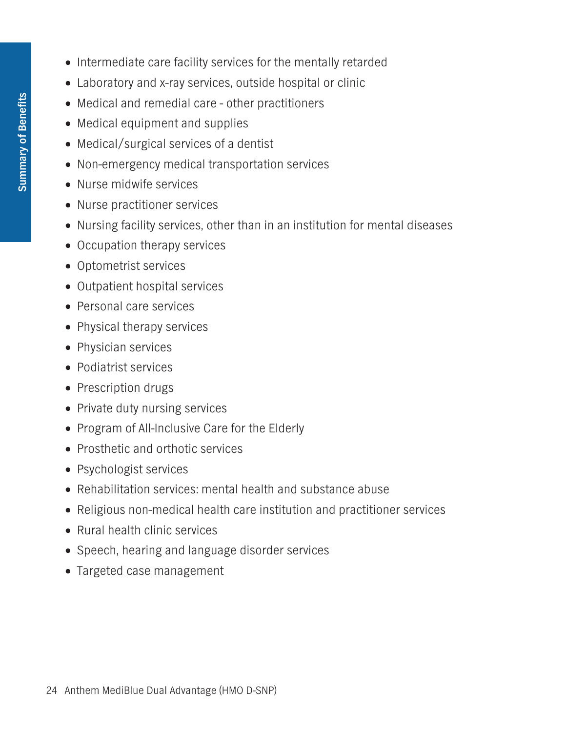- Intermediate care facility services for the mentally retarded
- Laboratory and x-ray services, outside hospital or clinic
- Medical and remedial care - other practitioners
- Medical equipment and supplies
- Medical/surgical services of a dentist
- Non-emergency medical transportation services
- Nurse midwife services
- Nurse practitioner services
- Nursing facility services, other than in an institution for mental diseases
- Occupation therapy services
- Optometrist services
- Outpatient hospital services
- Personal care services
- Physical therapy services
- Physician services
- Podiatrist services
- Prescription drugs
- Private duty nursing services
- Program of All-Inclusive Care for the Elderly
- Prosthetic and orthotic services
- Psychologist services
- Rehabilitation services: mental health and substance abuse
- Religious non-medical health care institution and practitioner services
- Rural health clinic services
- Speech, hearing and language disorder services
- Targeted case management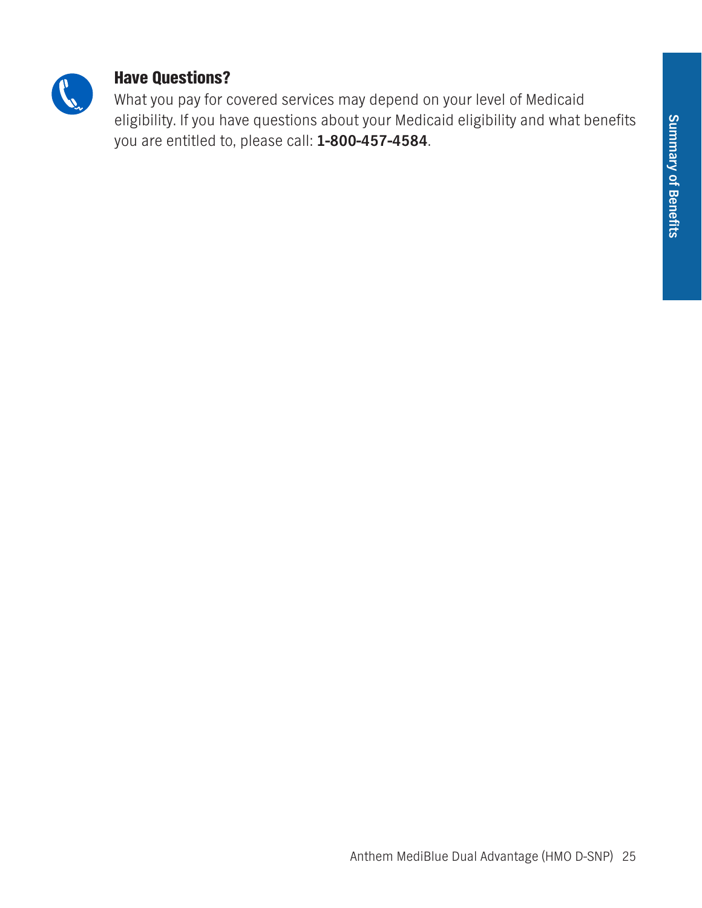### Have Questions?

What you pay for covered services may depend on your level of Medicaid eligibility. If you have questions about your Medicaid eligibility and what benefits you are entitled to, please call: **1-800-457-4584**.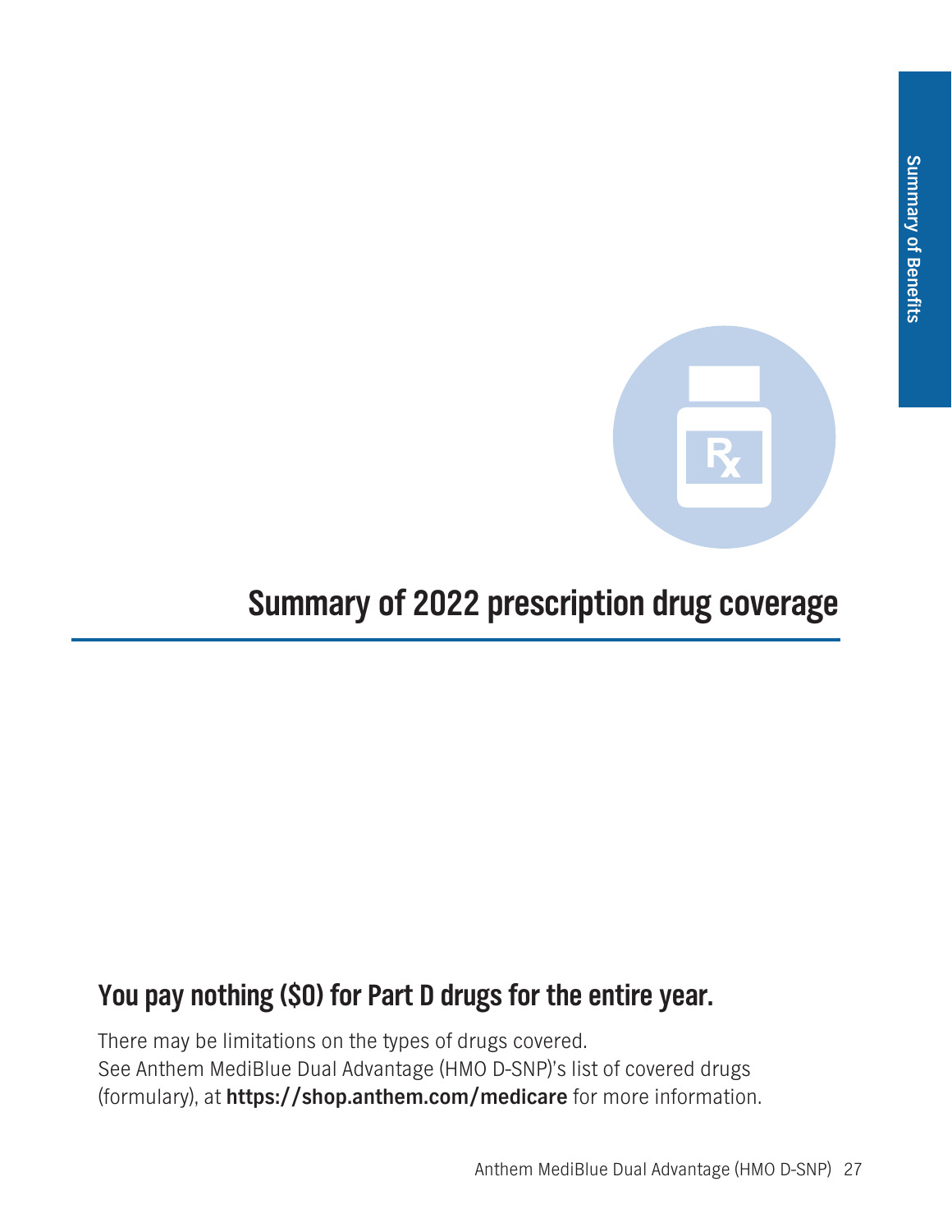# Summary of 2022 prescription drug coverage

## You pay nothing ($0) for Part D drugs for the entire year.

There may be limitations on the types of drugs covered.
See Anthem MediBlue Dual Advantage (HMO D-SNP)'s list of covered drugs (formulary), at **https://shop.anthem.com/medicare** for more information.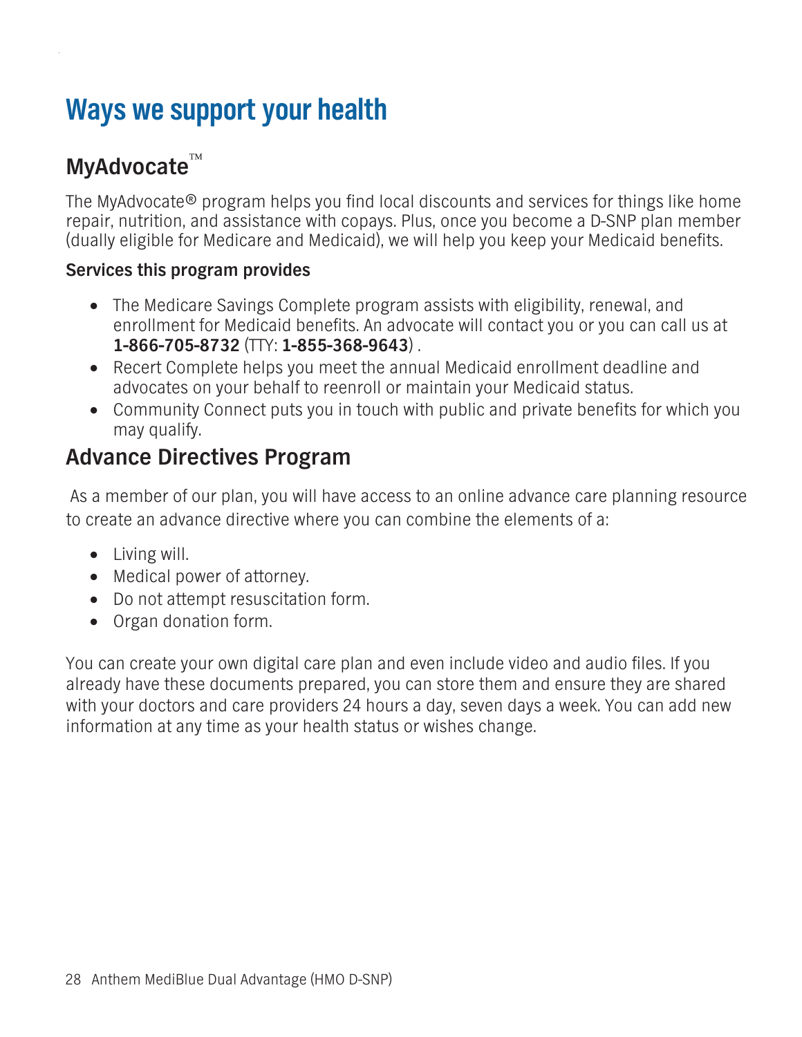# Ways we support your health

## MyAdvocate™

The MyAdvocate® program helps you find local discounts and services for things like home repair, nutrition, and assistance with copays. Plus, once you become a D-SNP plan member (dually eligible for Medicare and Medicaid), we will help you keep your Medicaid benefits.

**Services this program provides**

- The Medicare Savings Complete program assists with eligibility, renewal, and enrollment for Medicaid benefits. An advocate will contact you or you can call us at **1-866-705-8732** (TTY: **1-855-368-9643**) .
- Recert Complete helps you meet the annual Medicaid enrollment deadline and advocates on your behalf to reenroll or maintain your Medicaid status.
- Community Connect puts you in touch with public and private benefits for which you may qualify.

## Advance Directives Program

As a member of our plan, you will have access to an online advance care planning resource to create an advance directive where you can combine the elements of a:

- Living will.
- Medical power of attorney.
- Do not attempt resuscitation form.
- Organ donation form.

You can create your own digital care plan and even include video and audio files. If you already have these documents prepared, you can store them and ensure they are shared with your doctors and care providers 24 hours a day, seven days a week. You can add new information at any time as your health status or wishes change.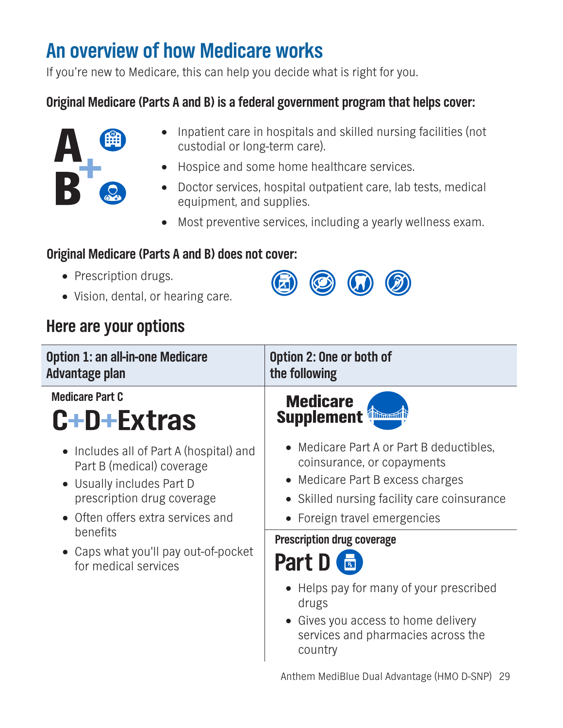# An overview of how Medicare works

If you're new to Medicare, this can help you decide what is right for you.

### Original Medicare (Parts A and B) is a federal government program that helps cover:

**A + B**

- Inpatient care in hospitals and skilled nursing facilities (not custodial or long-term care).
- Hospice and some home healthcare services.
- Doctor services, hospital outpatient care, lab tests, medical equipment, and supplies.
- Most preventive services, including a yearly wellness exam.

### Original Medicare (Parts A and B) does not cover:

- Prescription drugs.
- Vision, dental, or hearing care.

## Here are your options

| Option 1: an all-in-one Medicare Advantage plan | Option 2: One or both of the following |
|---|---|
| **Medicare Part C**<br>**C+D+Extras**<br>• Includes all of Part A (hospital) and Part B (medical) coverage<br>• Usually includes Part D prescription drug coverage<br>• Often offers extra services and benefits<br>• Caps what you'll pay out-of-pocket for medical services | **Medicare Supplement**<br>• Medicare Part A or Part B deductibles, coinsurance, or copayments<br>• Medicare Part B excess charges<br>• Skilled nursing facility care coinsurance<br>• Foreign travel emergencies<br><br>**Prescription drug coverage**<br>**Part D**<br>• Helps pay for many of your prescribed drugs<br>• Gives you access to home delivery services and pharmacies across the country |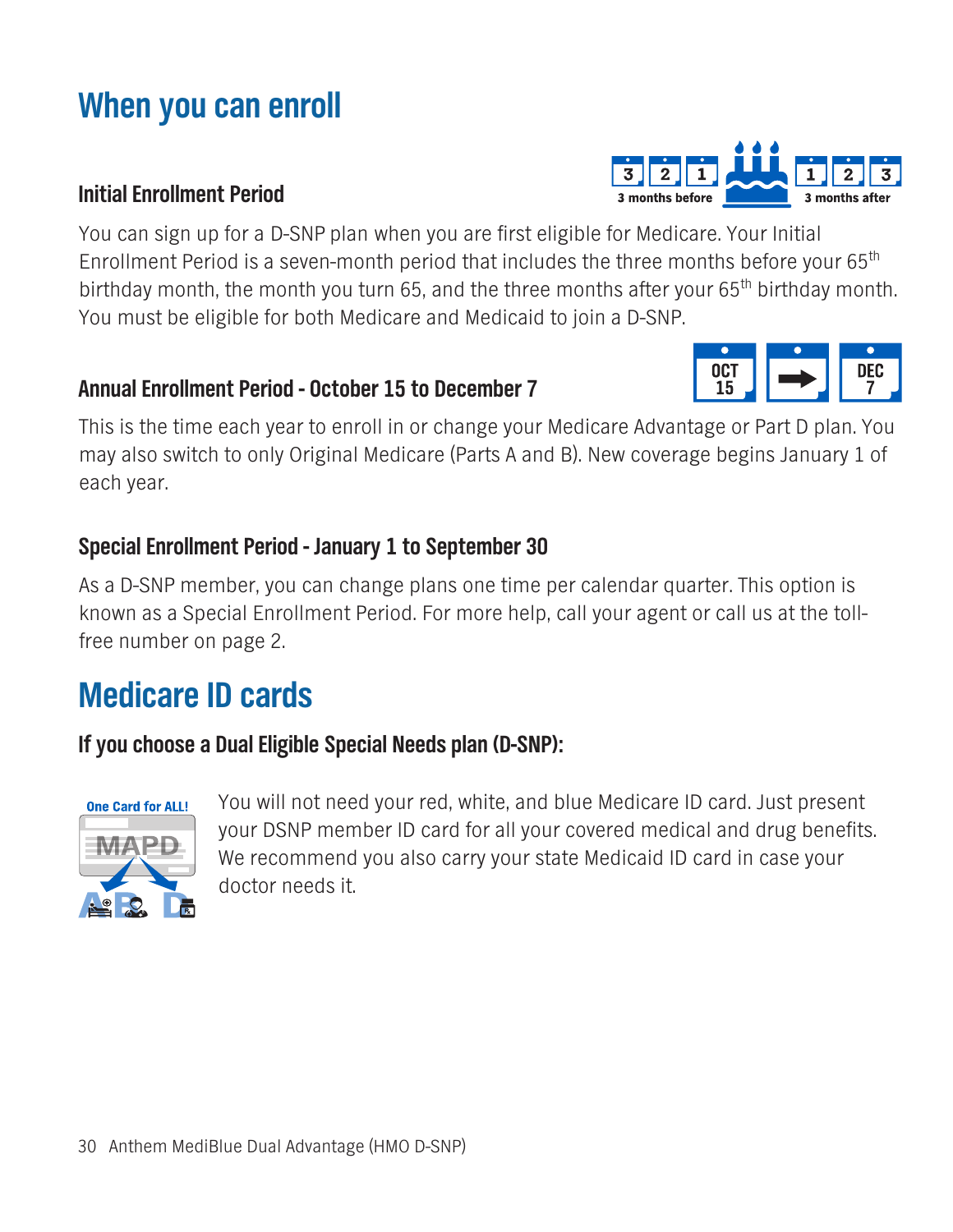# When you can enroll

### Initial Enrollment Period

You can sign up for a D-SNP plan when you are first eligible for Medicare. Your Initial Enrollment Period is a seven-month period that includes the three months before your 65th birthday month, the month you turn 65, and the three months after your 65th birthday month. You must be eligible for both Medicare and Medicaid to join a D-SNP.

### Annual Enrollment Period - October 15 to December 7

This is the time each year to enroll in or change your Medicare Advantage or Part D plan. You may also switch to only Original Medicare (Parts A and B). New coverage begins January 1 of each year.

### Special Enrollment Period - January 1 to September 30

As a D-SNP member, you can change plans one time per calendar quarter. This option is known as a Special Enrollment Period. For more help, call your agent or call us at the toll-free number on page 2.

# Medicare ID cards

### If you choose a Dual Eligible Special Needs plan (D-SNP):

You will not need your red, white, and blue Medicare ID card. Just present your DSNP member ID card for all your covered medical and drug benefits. We recommend you also carry your state Medicaid ID card in case your doctor needs it.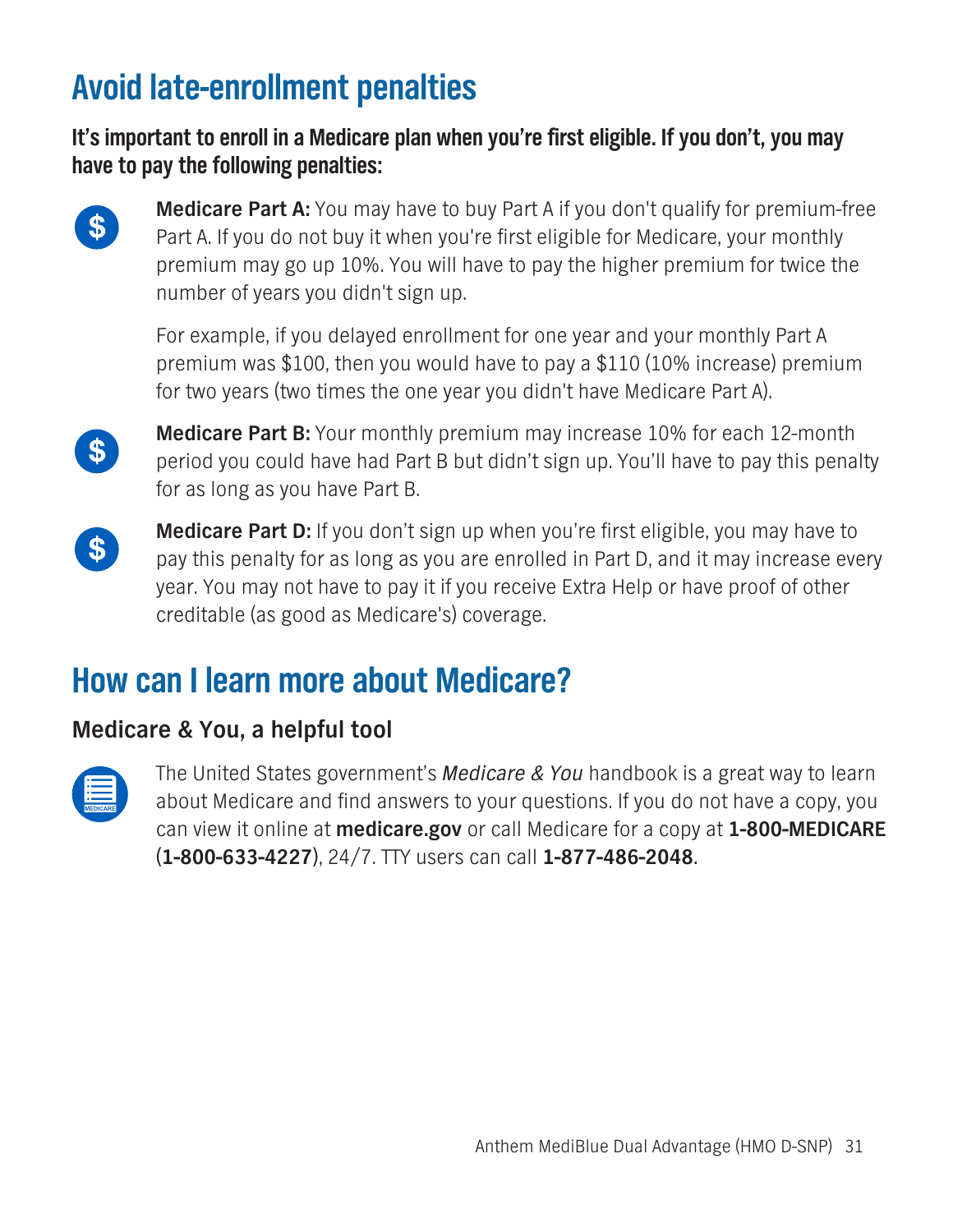# Avoid late-enrollment penalties

**It's important to enroll in a Medicare plan when you're first eligible. If you don't, you may have to pay the following penalties:**

**Medicare Part A:** You may have to buy Part A if you don't qualify for premium-free Part A. If you do not buy it when you're first eligible for Medicare, your monthly premium may go up 10%. You will have to pay the higher premium for twice the number of years you didn't sign up.

For example, if you delayed enrollment for one year and your monthly Part A premium was $100, then you would have to pay a $110 (10% increase) premium for two years (two times the one year you didn't have Medicare Part A).

**Medicare Part B:** Your monthly premium may increase 10% for each 12-month period you could have had Part B but didn't sign up. You'll have to pay this penalty for as long as you have Part B.

**Medicare Part D:** If you don't sign up when you're first eligible, you may have to pay this penalty for as long as you are enrolled in Part D, and it may increase every year. You may not have to pay it if you receive Extra Help or have proof of other creditable (as good as Medicare's) coverage.

# How can I learn more about Medicare?

## Medicare & You, a helpful tool

The United States government's *Medicare & You* handbook is a great way to learn about Medicare and find answers to your questions. If you do not have a copy, you can view it online at **medicare.gov** or call Medicare for a copy at **1-800-MEDICARE** (**1-800-633-4227**), 24/7. TTY users can call **1-877-486-2048**.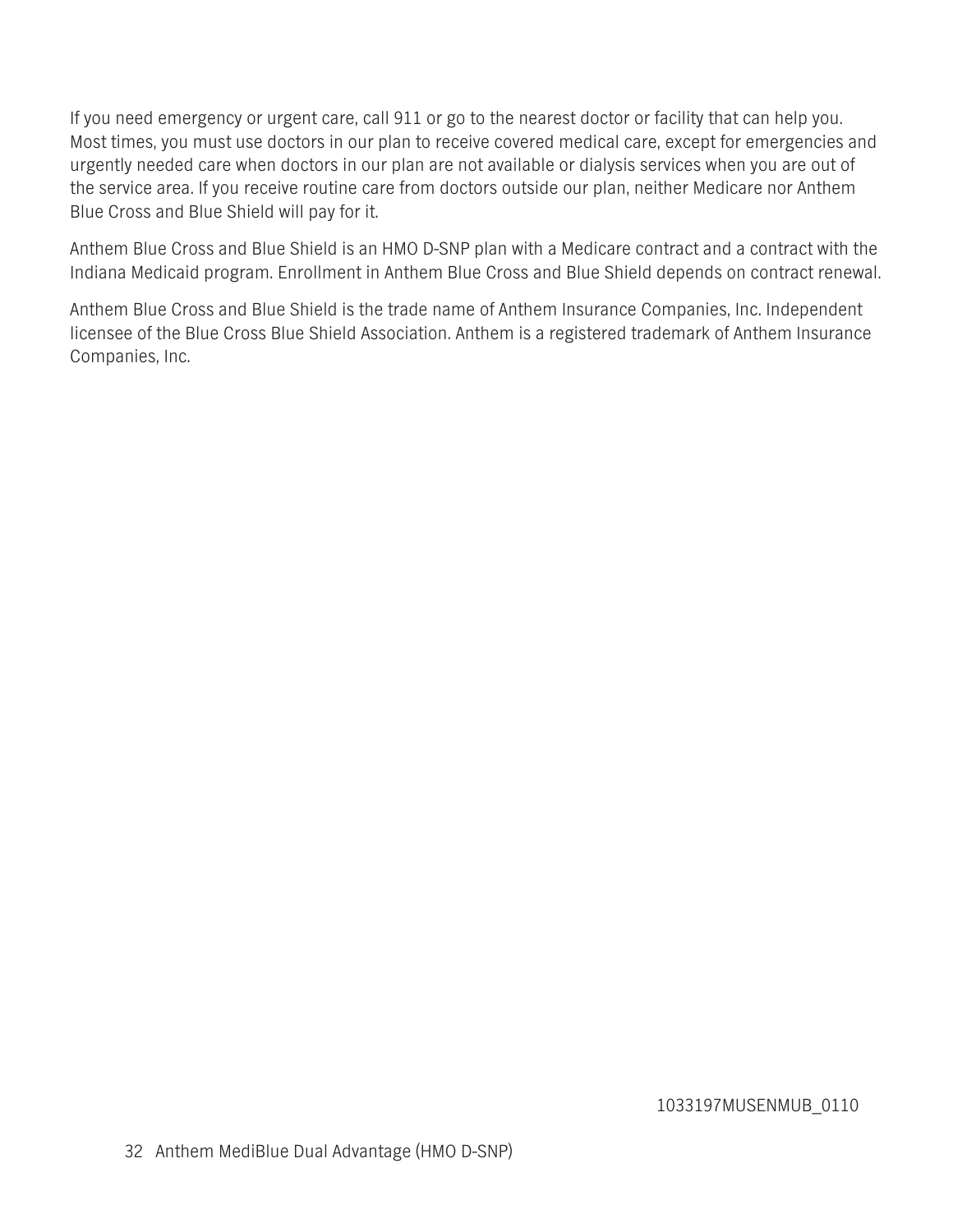If you need emergency or urgent care, call 911 or go to the nearest doctor or facility that can help you. Most times, you must use doctors in our plan to receive covered medical care, except for emergencies and urgently needed care when doctors in our plan are not available or dialysis services when you are out of the service area. If you receive routine care from doctors outside our plan, neither Medicare nor Anthem Blue Cross and Blue Shield will pay for it.

Anthem Blue Cross and Blue Shield is an HMO D-SNP plan with a Medicare contract and a contract with the Indiana Medicaid program. Enrollment in Anthem Blue Cross and Blue Shield depends on contract renewal.

Anthem Blue Cross and Blue Shield is the trade name of Anthem Insurance Companies, Inc. Independent licensee of the Blue Cross Blue Shield Association. Anthem is a registered trademark of Anthem Insurance Companies, Inc.

1033197MUSENMUB_0110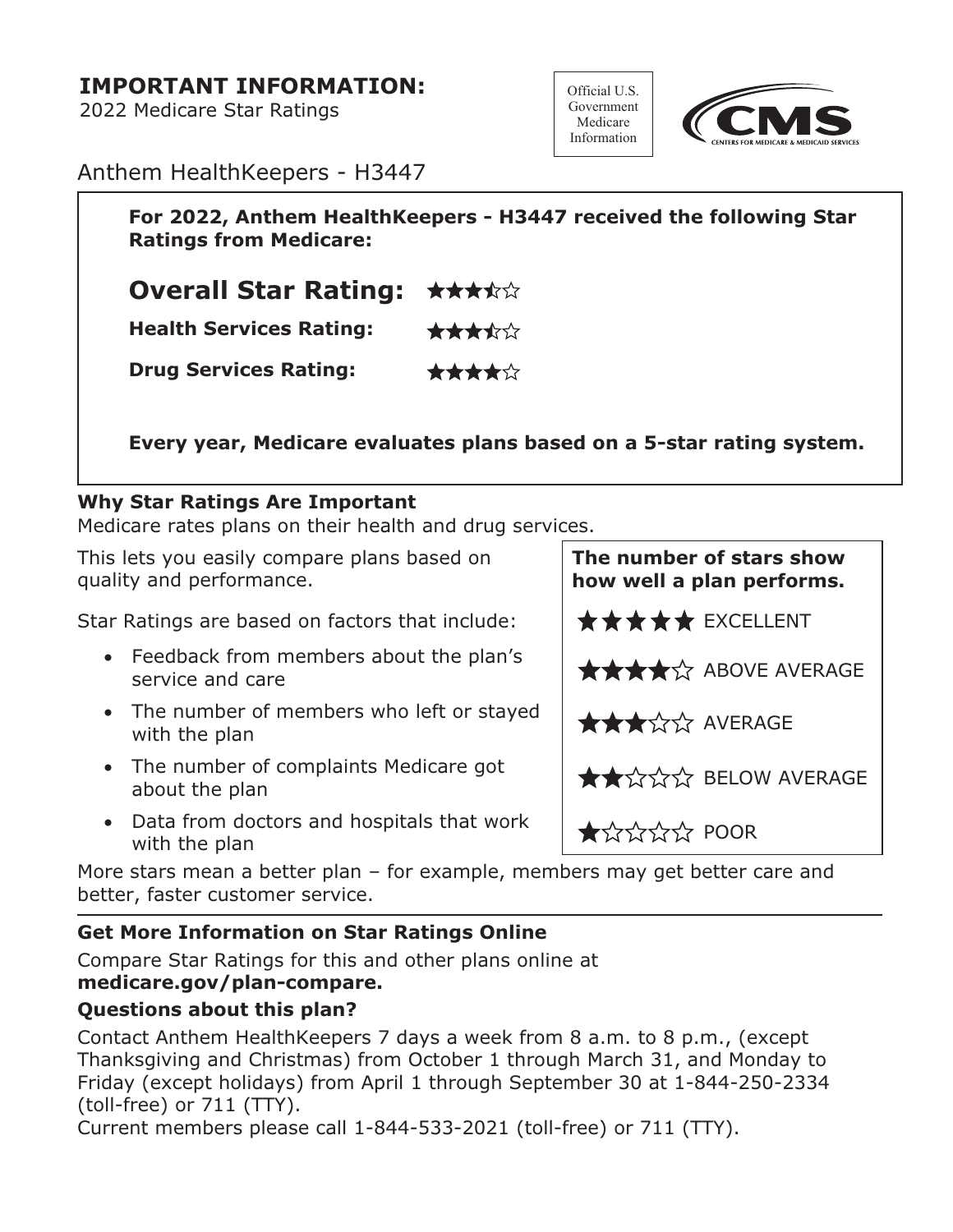# IMPORTANT INFORMATION:

2022 Medicare Star Ratings

Official U.S. Government Medicare Information

CMS — CENTERS FOR MEDICARE & MEDICAID SERVICES

## Anthem HealthKeepers - H3447

**For 2022, Anthem HealthKeepers - H3447 received the following Star Ratings from Medicare:**

**Overall Star Rating:** ★★★½☆

**Health Services Rating:** ★★★½☆

**Drug Services Rating:** ★★★★☆

**Every year, Medicare evaluates plans based on a 5-star rating system.**

### Why Star Ratings Are Important

Medicare rates plans on their health and drug services.

This lets you easily compare plans based on quality and performance.

Star Ratings are based on factors that include:

- Feedback from members about the plan's service and care
- The number of members who left or stayed with the plan
- The number of complaints Medicare got about the plan
- Data from doctors and hospitals that work with the plan

**The number of stars show how well a plan performs.**

★★★★★ EXCELLENT

★★★★☆ ABOVE AVERAGE

★★★☆☆ AVERAGE

★★☆☆☆ BELOW AVERAGE

★☆☆☆☆ POOR

More stars mean a better plan – for example, members may get better care and better, faster customer service.

### Get More Information on Star Ratings Online

Compare Star Ratings for this and other plans online at **medicare.gov/plan-compare.**

### Questions about this plan?

Contact Anthem HealthKeepers 7 days a week from 8 a.m. to 8 p.m., (except Thanksgiving and Christmas) from October 1 through March 31, and Monday to Friday (except holidays) from April 1 through September 30 at 1-844-250-2334 (toll-free) or 711 (TTY).

Current members please call 1-844-533-2021 (toll-free) or 711 (TTY).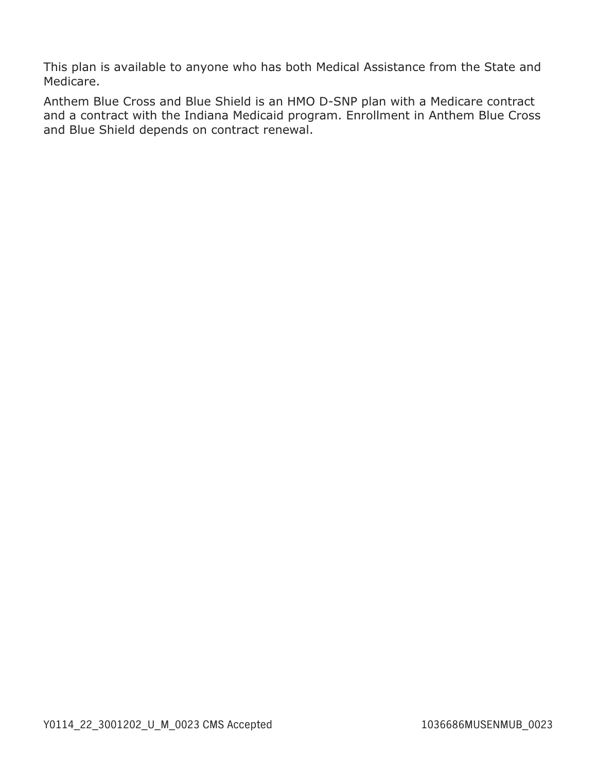This plan is available to anyone who has both Medical Assistance from the State and Medicare.

Anthem Blue Cross and Blue Shield is an HMO D-SNP plan with a Medicare contract and a contract with the Indiana Medicaid program. Enrollment in Anthem Blue Cross and Blue Shield depends on contract renewal.

Y0114_22_3001202_U_M_0023 CMS Accepted 1036686MUSENMUB_0023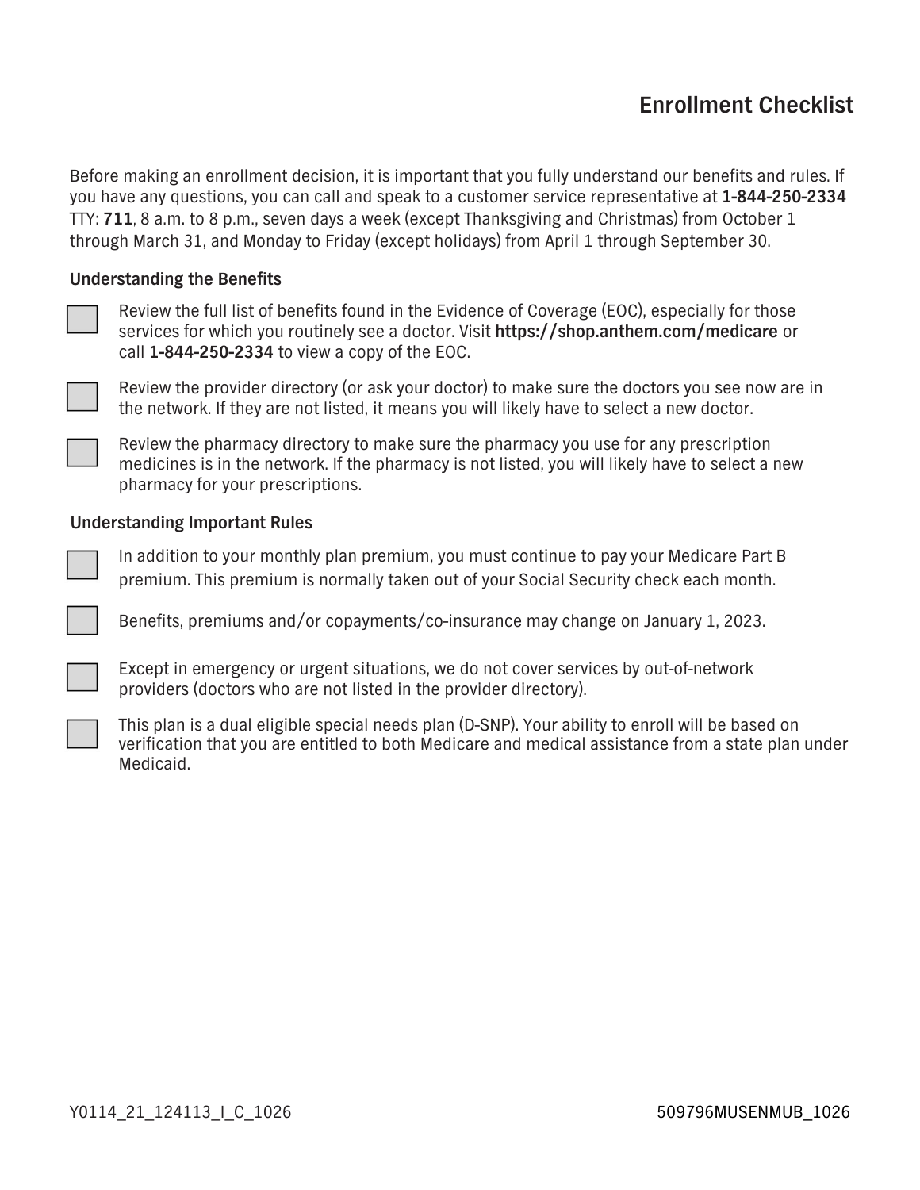# Enrollment Checklist

Before making an enrollment decision, it is important that you fully understand our benefits and rules. If you have any questions, you can call and speak to a customer service representative at **1-844-250-2334** TTY: **711**, 8 a.m. to 8 p.m., seven days a week (except Thanksgiving and Christmas) from October 1 through March 31, and Monday to Friday (except holidays) from April 1 through September 30.

**Understanding the Benefits**

- [ ] Review the full list of benefits found in the Evidence of Coverage (EOC), especially for those services for which you routinely see a doctor. Visit **https://shop.anthem.com/medicare** or call **1-844-250-2334** to view a copy of the EOC.
- [ ] Review the provider directory (or ask your doctor) to make sure the doctors you see now are in the network. If they are not listed, it means you will likely have to select a new doctor.
- [ ] Review the pharmacy directory to make sure the pharmacy you use for any prescription medicines is in the network. If the pharmacy is not listed, you will likely have to select a new pharmacy for your prescriptions.

**Understanding Important Rules**

- [ ] In addition to your monthly plan premium, you must continue to pay your Medicare Part B premium. This premium is normally taken out of your Social Security check each month.
- [ ] Benefits, premiums and/or copayments/co-insurance may change on January 1, 2023.
- [ ] Except in emergency or urgent situations, we do not cover services by out-of-network providers (doctors who are not listed in the provider directory).
- [ ] This plan is a dual eligible special needs plan (D-SNP). Your ability to enroll will be based on verification that you are entitled to both Medicare and medical assistance from a state plan under Medicaid.

Y0114_21_124113_I_C_1026 509796MUSENMUB_1026